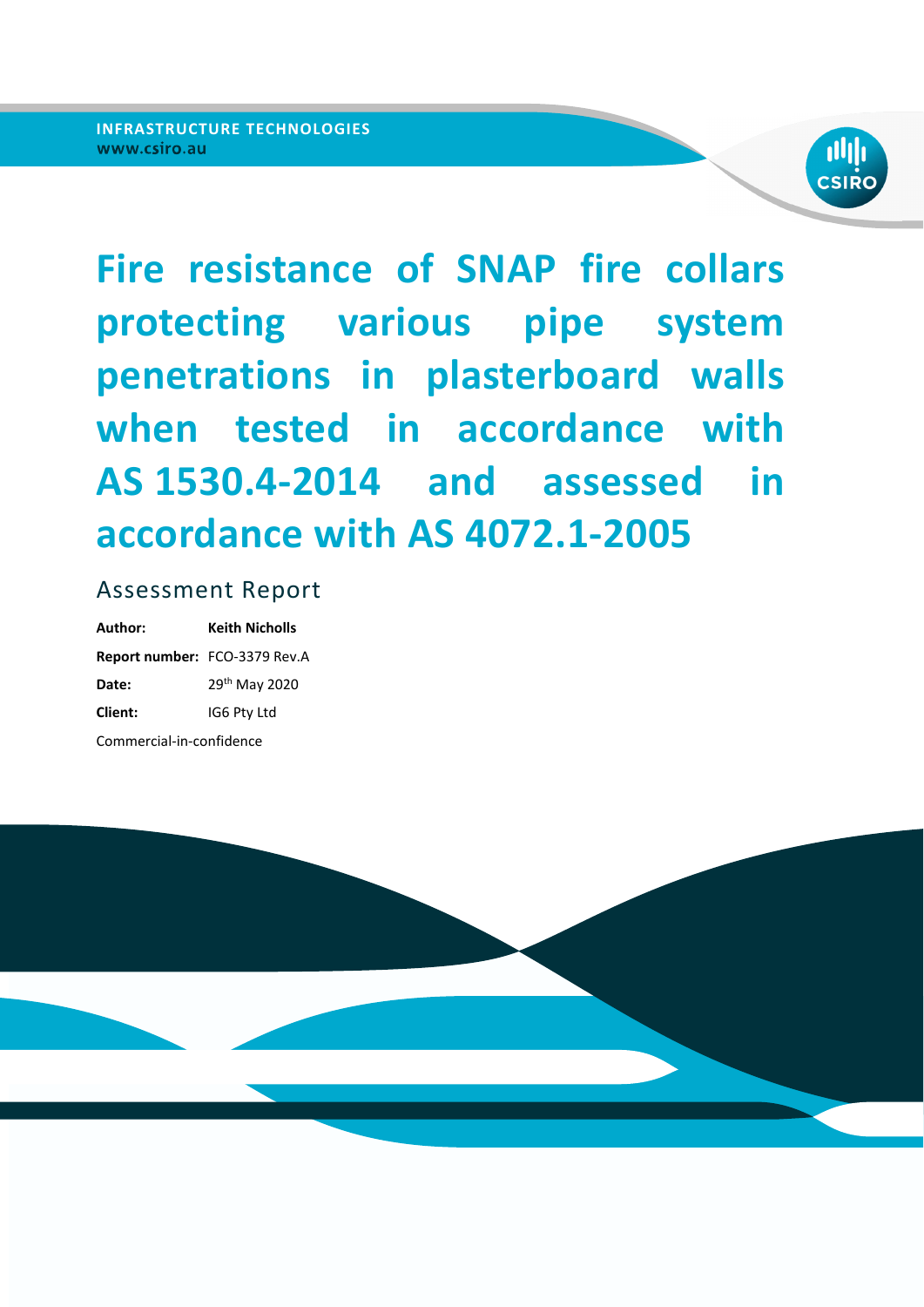INFRASTRUCTURE TECHNOLOGIES
www.csiro.au

CSIRO

# Fire resistance of SNAP fire collars protecting various pipe system penetrations in plasterboard walls when tested in accordance with AS 1530.4-2014 and assessed in accordance with AS 4072.1-2005

## Assessment Report

**Author:** **Keith Nicholls**

**Report number:** FCO-3379 Rev.A

**Date:** 29th May 2020

**Client:** IG6 Pty Ltd

Commercial-in-confidence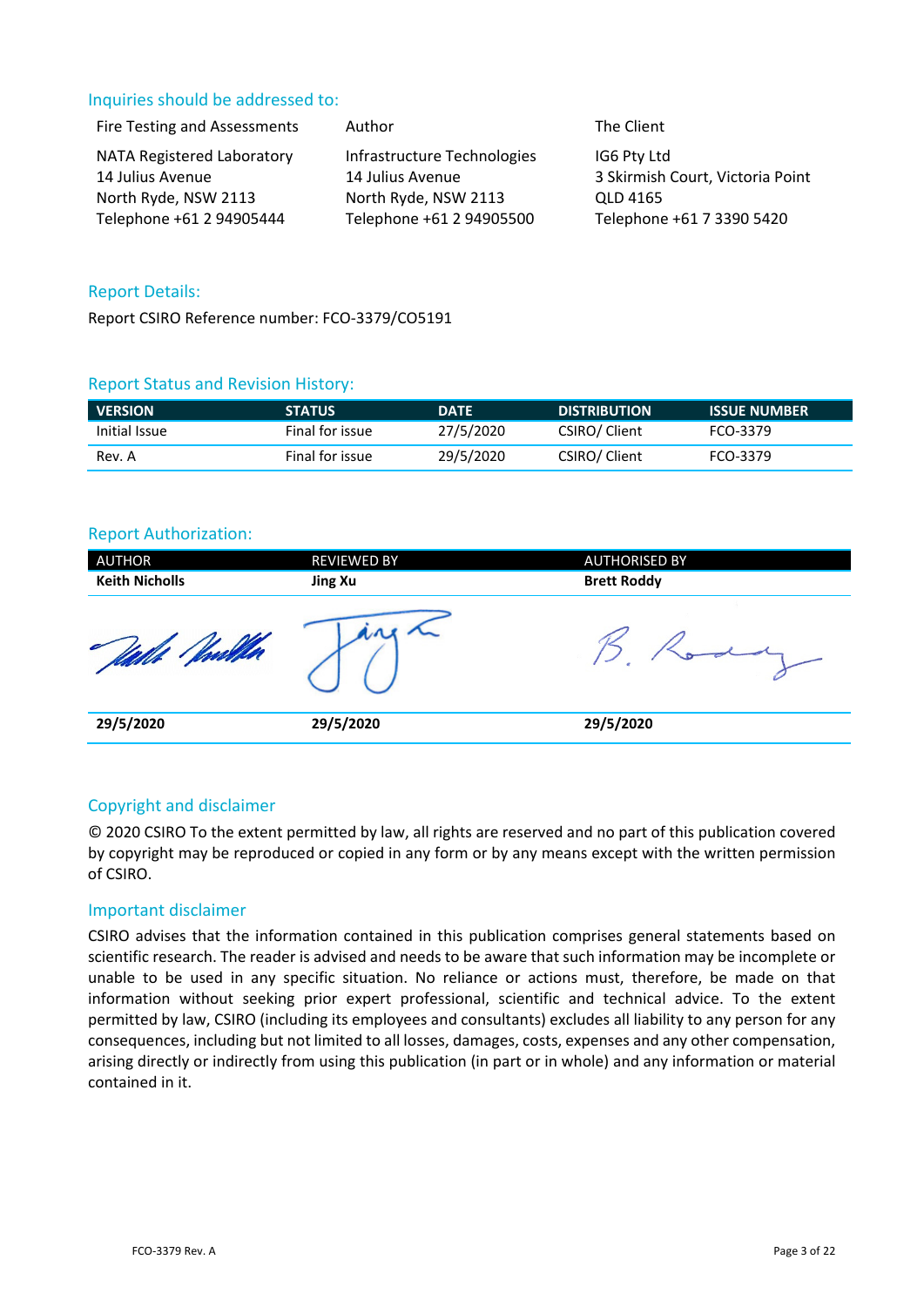## Inquiries should be addressed to:

| Fire Testing and Assessments | Author | The Client |
|---|---|---|
| NATA Registered Laboratory<br>14 Julius Avenue<br>North Ryde, NSW 2113<br>Telephone +61 2 94905444 | Infrastructure Technologies<br>14 Julius Avenue<br>North Ryde, NSW 2113<br>Telephone +61 2 94905500 | IG6 Pty Ltd<br>3 Skirmish Court, Victoria Point<br>QLD 4165<br>Telephone +61 7 3390 5420 |

## Report Details:

Report CSIRO Reference number: FCO-3379/CO5191

## Report Status and Revision History:

| VERSION | STATUS | DATE | DISTRIBUTION | ISSUE NUMBER |
|---|---|---|---|---|
| Initial Issue | Final for issue | 27/5/2020 | CSIRO/ Client | FCO-3379 |
| Rev. A | Final for issue | 29/5/2020 | CSIRO/ Client | FCO-3379 |

## Report Authorization:

| AUTHOR | REVIEWED BY | AUTHORISED BY |
|---|---|---|
| **Keith Nicholls** | **Jing Xu** | **Brett Roddy** |
| | | |
| **29/5/2020** | **29/5/2020** | **29/5/2020** |

## Copyright and disclaimer

© 2020 CSIRO To the extent permitted by law, all rights are reserved and no part of this publication covered by copyright may be reproduced or copied in any form or by any means except with the written permission of CSIRO.

## Important disclaimer

CSIRO advises that the information contained in this publication comprises general statements based on scientific research. The reader is advised and needs to be aware that such information may be incomplete or unable to be used in any specific situation. No reliance or actions must, therefore, be made on that information without seeking prior expert professional, scientific and technical advice. To the extent permitted by law, CSIRO (including its employees and consultants) excludes all liability to any person for any consequences, including but not limited to all losses, damages, costs, expenses and any other compensation, arising directly or indirectly from using this publication (in part or in whole) and any information or material contained in it.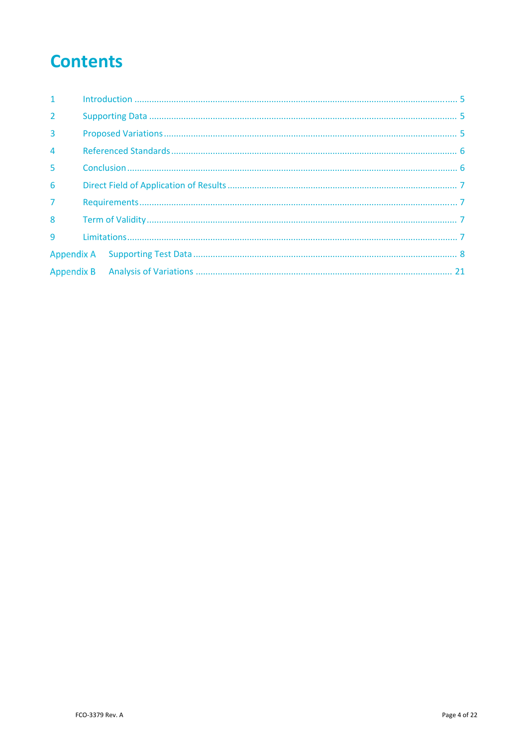# Contents

| | | |
|---|---|---|
| 1 | Introduction | 5 |
| 2 | Supporting Data | 5 |
| 3 | Proposed Variations | 5 |
| 4 | Referenced Standards | 6 |
| 5 | Conclusion | 6 |
| 6 | Direct Field of Application of Results | 7 |
| 7 | Requirements | 7 |
| 8 | Term of Validity | 7 |
| 9 | Limitations | 7 |
| Appendix A | Supporting Test Data | 8 |
| Appendix B | Analysis of Variations | 21 |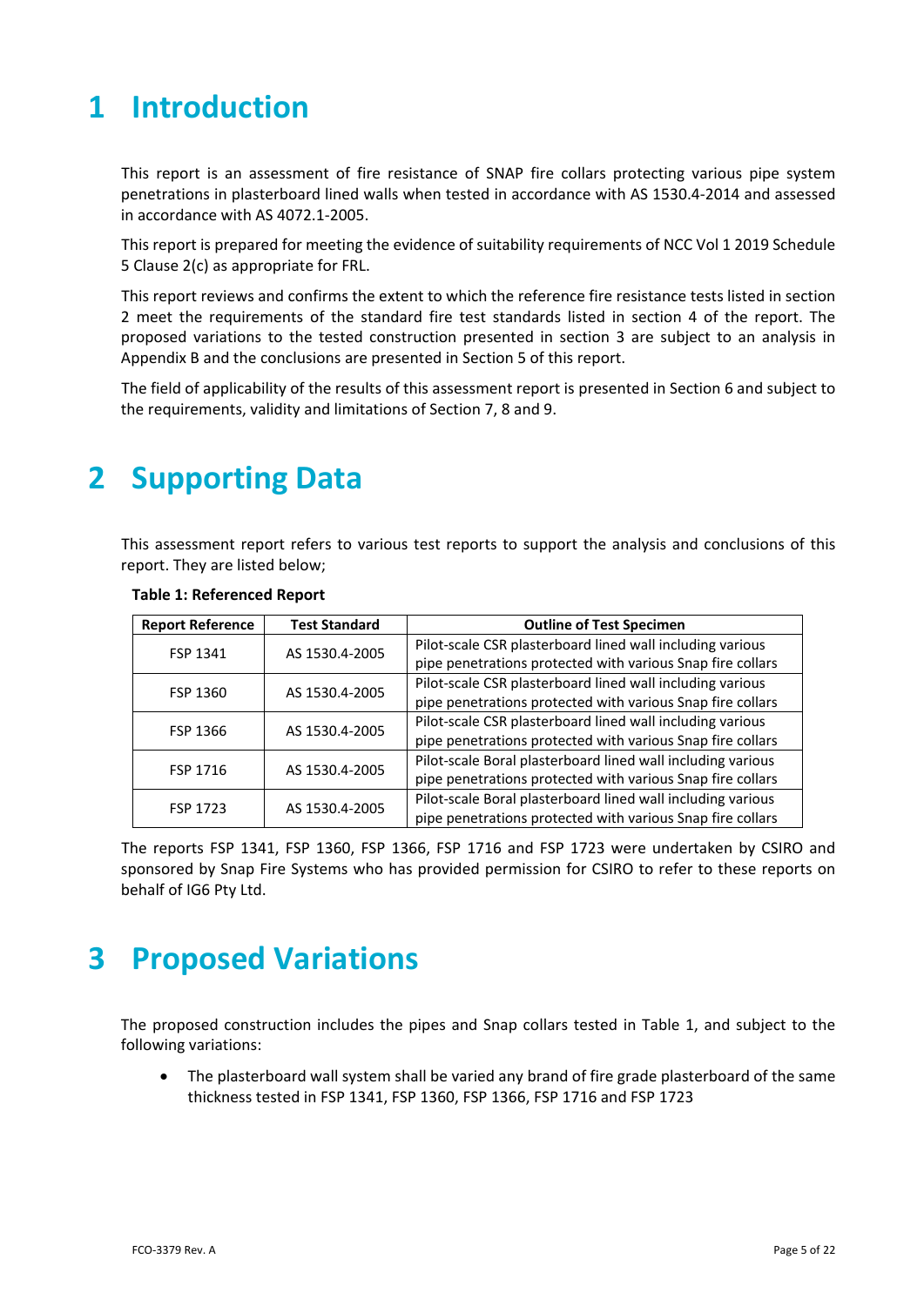# 1 Introduction

This report is an assessment of fire resistance of SNAP fire collars protecting various pipe system penetrations in plasterboard lined walls when tested in accordance with AS 1530.4-2014 and assessed in accordance with AS 4072.1-2005.

This report is prepared for meeting the evidence of suitability requirements of NCC Vol 1 2019 Schedule 5 Clause 2(c) as appropriate for FRL.

This report reviews and confirms the extent to which the reference fire resistance tests listed in section 2 meet the requirements of the standard fire test standards listed in section 4 of the report. The proposed variations to the tested construction presented in section 3 are subject to an analysis in Appendix B and the conclusions are presented in Section 5 of this report.

The field of applicability of the results of this assessment report is presented in Section 6 and subject to the requirements, validity and limitations of Section 7, 8 and 9.

# 2 Supporting Data

This assessment report refers to various test reports to support the analysis and conclusions of this report. They are listed below;

**Table 1: Referenced Report**

| Report Reference | Test Standard | Outline of Test Specimen |
|---|---|---|
| FSP 1341 | AS 1530.4-2005 | Pilot-scale CSR plasterboard lined wall including various pipe penetrations protected with various Snap fire collars |
| FSP 1360 | AS 1530.4-2005 | Pilot-scale CSR plasterboard lined wall including various pipe penetrations protected with various Snap fire collars |
| FSP 1366 | AS 1530.4-2005 | Pilot-scale CSR plasterboard lined wall including various pipe penetrations protected with various Snap fire collars |
| FSP 1716 | AS 1530.4-2005 | Pilot-scale Boral plasterboard lined wall including various pipe penetrations protected with various Snap fire collars |
| FSP 1723 | AS 1530.4-2005 | Pilot-scale Boral plasterboard lined wall including various pipe penetrations protected with various Snap fire collars |

The reports FSP 1341, FSP 1360, FSP 1366, FSP 1716 and FSP 1723 were undertaken by CSIRO and sponsored by Snap Fire Systems who has provided permission for CSIRO to refer to these reports on behalf of IG6 Pty Ltd.

# 3 Proposed Variations

The proposed construction includes the pipes and Snap collars tested in Table 1, and subject to the following variations:

- The plasterboard wall system shall be varied any brand of fire grade plasterboard of the same thickness tested in FSP 1341, FSP 1360, FSP 1366, FSP 1716 and FSP 1723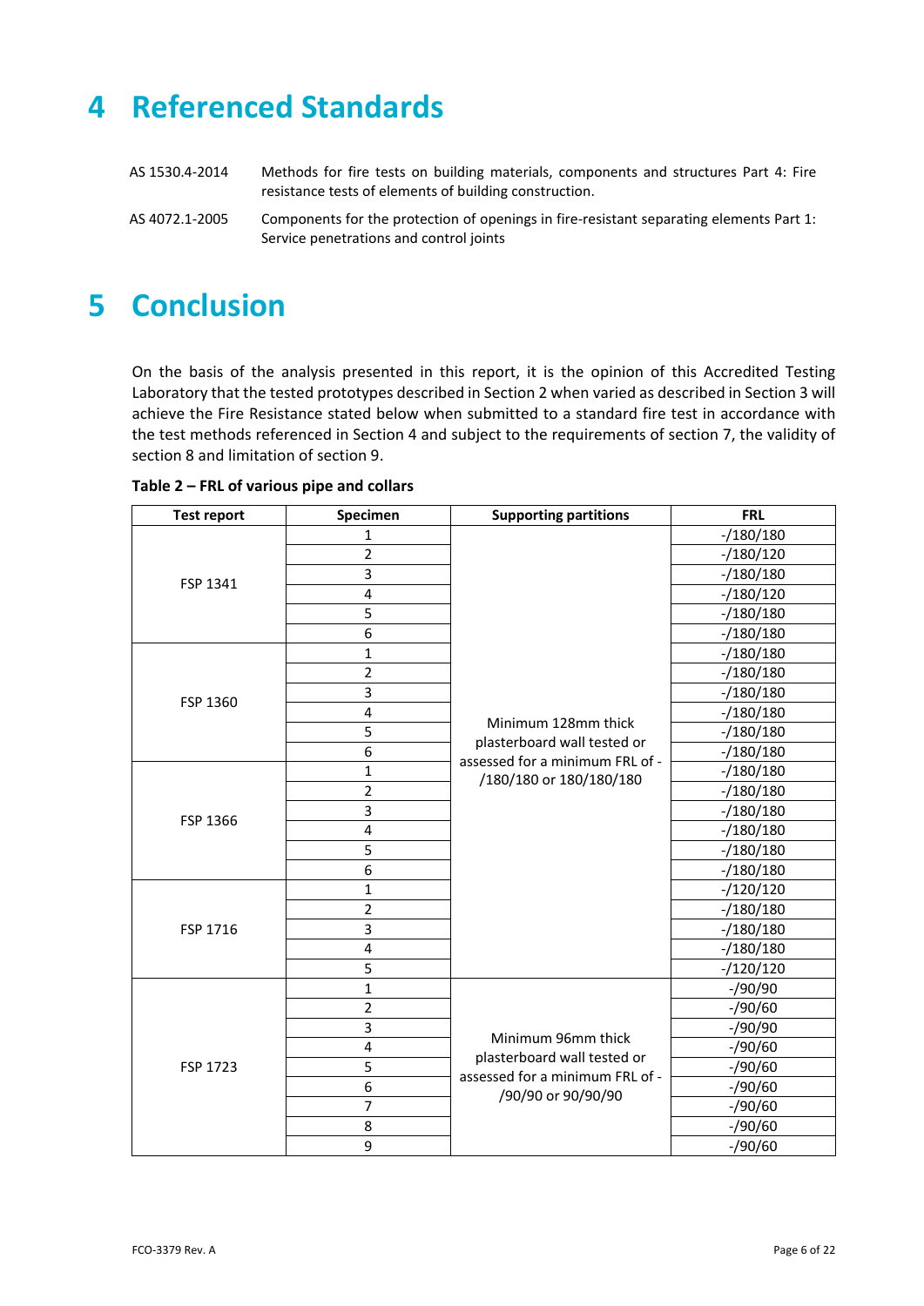# 4 Referenced Standards

AS 1530.4-2014 Methods for fire tests on building materials, components and structures Part 4: Fire resistance tests of elements of building construction.

AS 4072.1-2005 Components for the protection of openings in fire-resistant separating elements Part 1: Service penetrations and control joints

# 5 Conclusion

On the basis of the analysis presented in this report, it is the opinion of this Accredited Testing Laboratory that the tested prototypes described in Section 2 when varied as described in Section 3 will achieve the Fire Resistance stated below when submitted to a standard fire test in accordance with the test methods referenced in Section 4 and subject to the requirements of section 7, the validity of section 8 and limitation of section 9.

**Table 2 – FRL of various pipe and collars**

| Test report | Specimen | Supporting partitions | FRL |
|---|---|---|---|
| FSP 1341 | 1 | Minimum 128mm thick plasterboard wall tested or assessed for a minimum FRL of -/180/180 or 180/180/180 | -/180/180 |
| | 2 | | -/180/120 |
| | 3 | | -/180/180 |
| | 4 | | -/180/120 |
| | 5 | | -/180/180 |
| | 6 | | -/180/180 |
| FSP 1360 | 1 | | -/180/180 |
| | 2 | | -/180/180 |
| | 3 | | -/180/180 |
| | 4 | | -/180/180 |
| | 5 | | -/180/180 |
| | 6 | | -/180/180 |
| FSP 1366 | 1 | | -/180/180 |
| | 2 | | -/180/180 |
| | 3 | | -/180/180 |
| | 4 | | -/180/180 |
| | 5 | | -/180/180 |
| | 6 | | -/180/180 |
| FSP 1716 | 1 | | -/120/120 |
| | 2 | | -/180/180 |
| | 3 | | -/180/180 |
| | 4 | | -/180/180 |
| | 5 | | -/120/120 |
| FSP 1723 | 1 | Minimum 96mm thick plasterboard wall tested or assessed for a minimum FRL of -/90/90 or 90/90/90 | -/90/90 |
| | 2 | | -/90/60 |
| | 3 | | -/90/90 |
| | 4 | | -/90/60 |
| | 5 | | -/90/60 |
| | 6 | | -/90/60 |
| | 7 | | -/90/60 |
| | 8 | | -/90/60 |
| | 9 | | -/90/60 |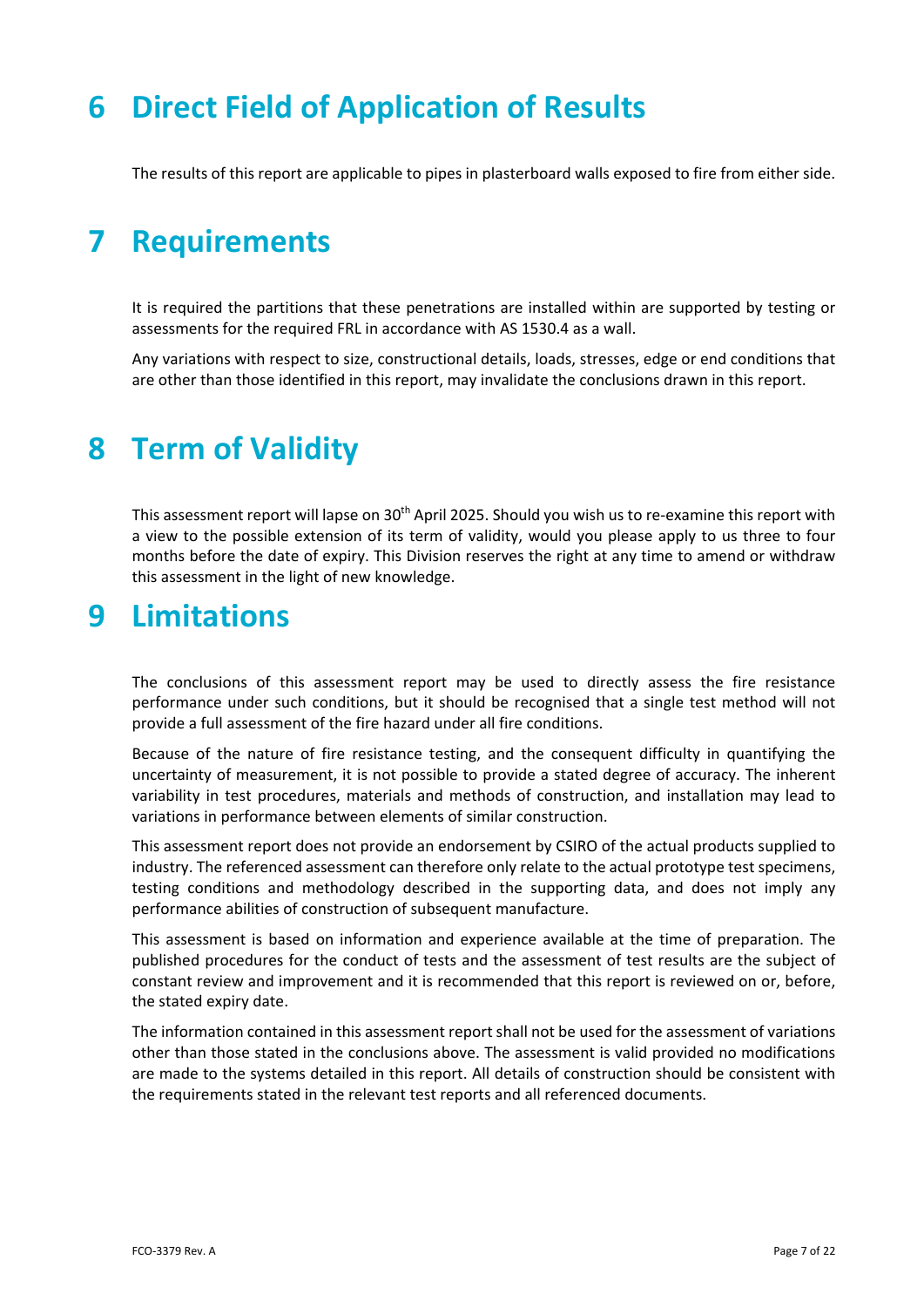# 6 Direct Field of Application of Results

The results of this report are applicable to pipes in plasterboard walls exposed to fire from either side.

# 7 Requirements

It is required the partitions that these penetrations are installed within are supported by testing or assessments for the required FRL in accordance with AS 1530.4 as a wall.

Any variations with respect to size, constructional details, loads, stresses, edge or end conditions that are other than those identified in this report, may invalidate the conclusions drawn in this report.

# 8 Term of Validity

This assessment report will lapse on 30th April 2025. Should you wish us to re-examine this report with a view to the possible extension of its term of validity, would you please apply to us three to four months before the date of expiry. This Division reserves the right at any time to amend or withdraw this assessment in the light of new knowledge.

# 9 Limitations

The conclusions of this assessment report may be used to directly assess the fire resistance performance under such conditions, but it should be recognised that a single test method will not provide a full assessment of the fire hazard under all fire conditions.

Because of the nature of fire resistance testing, and the consequent difficulty in quantifying the uncertainty of measurement, it is not possible to provide a stated degree of accuracy. The inherent variability in test procedures, materials and methods of construction, and installation may lead to variations in performance between elements of similar construction.

This assessment report does not provide an endorsement by CSIRO of the actual products supplied to industry. The referenced assessment can therefore only relate to the actual prototype test specimens, testing conditions and methodology described in the supporting data, and does not imply any performance abilities of construction of subsequent manufacture.

This assessment is based on information and experience available at the time of preparation. The published procedures for the conduct of tests and the assessment of test results are the subject of constant review and improvement and it is recommended that this report is reviewed on or, before, the stated expiry date.

The information contained in this assessment report shall not be used for the assessment of variations other than those stated in the conclusions above. The assessment is valid provided no modifications are made to the systems detailed in this report. All details of construction should be consistent with the requirements stated in the relevant test reports and all referenced documents.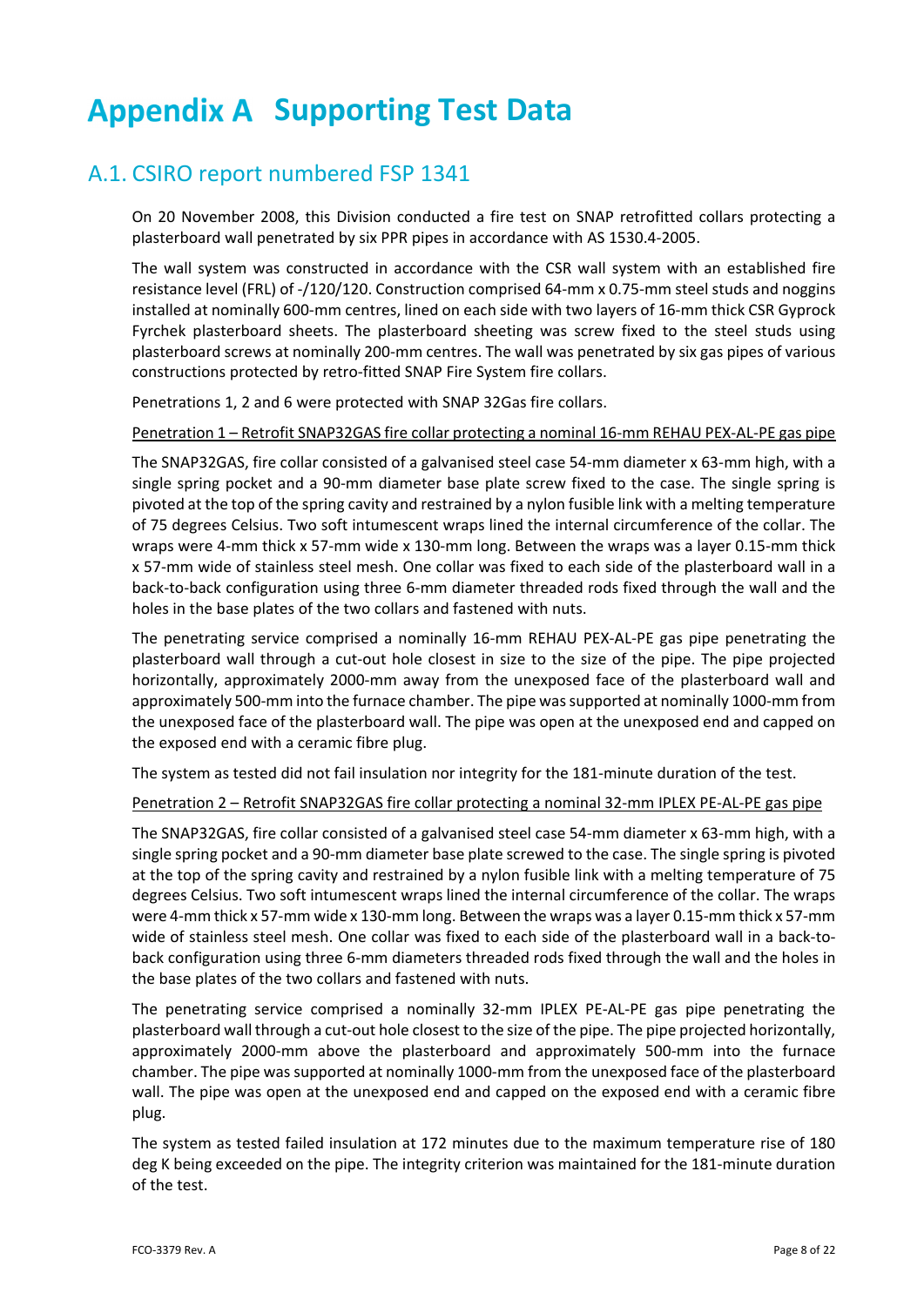# Appendix A Supporting Test Data

## A.1. CSIRO report numbered FSP 1341

On 20 November 2008, this Division conducted a fire test on SNAP retrofitted collars protecting a plasterboard wall penetrated by six PPR pipes in accordance with AS 1530.4-2005.

The wall system was constructed in accordance with the CSR wall system with an established fire resistance level (FRL) of -/120/120. Construction comprised 64-mm x 0.75-mm steel studs and noggins installed at nominally 600-mm centres, lined on each side with two layers of 16-mm thick CSR Gyprock Fyrchek plasterboard sheets. The plasterboard sheeting was screw fixed to the steel studs using plasterboard screws at nominally 200-mm centres. The wall was penetrated by six gas pipes of various constructions protected by retro-fitted SNAP Fire System fire collars.

Penetrations 1, 2 and 6 were protected with SNAP 32Gas fire collars.

<u>Penetration 1 – Retrofit SNAP32GAS fire collar protecting a nominal 16-mm REHAU PEX-AL-PE gas pipe</u>

The SNAP32GAS, fire collar consisted of a galvanised steel case 54-mm diameter x 63-mm high, with a single spring pocket and a 90-mm diameter base plate screw fixed to the case. The single spring is pivoted at the top of the spring cavity and restrained by a nylon fusible link with a melting temperature of 75 degrees Celsius. Two soft intumescent wraps lined the internal circumference of the collar. The wraps were 4-mm thick x 57-mm wide x 130-mm long. Between the wraps was a layer 0.15-mm thick x 57-mm wide of stainless steel mesh. One collar was fixed to each side of the plasterboard wall in a back-to-back configuration using three 6-mm diameter threaded rods fixed through the wall and the holes in the base plates of the two collars and fastened with nuts.

The penetrating service comprised a nominally 16-mm REHAU PEX-AL-PE gas pipe penetrating the plasterboard wall through a cut-out hole closest in size to the size of the pipe. The pipe projected horizontally, approximately 2000-mm away from the unexposed face of the plasterboard wall and approximately 500-mm into the furnace chamber. The pipe was supported at nominally 1000-mm from the unexposed face of the plasterboard wall. The pipe was open at the unexposed end and capped on the exposed end with a ceramic fibre plug.

The system as tested did not fail insulation nor integrity for the 181-minute duration of the test.

<u>Penetration 2 – Retrofit SNAP32GAS fire collar protecting a nominal 32-mm IPLEX PE-AL-PE gas pipe</u>

The SNAP32GAS, fire collar consisted of a galvanised steel case 54-mm diameter x 63-mm high, with a single spring pocket and a 90-mm diameter base plate screwed to the case. The single spring is pivoted at the top of the spring cavity and restrained by a nylon fusible link with a melting temperature of 75 degrees Celsius. Two soft intumescent wraps lined the internal circumference of the collar. The wraps were 4-mm thick x 57-mm wide x 130-mm long. Between the wraps was a layer 0.15-mm thick x 57-mm wide of stainless steel mesh. One collar was fixed to each side of the plasterboard wall in a back-to-back configuration using three 6-mm diameters threaded rods fixed through the wall and the holes in the base plates of the two collars and fastened with nuts.

The penetrating service comprised a nominally 32-mm IPLEX PE-AL-PE gas pipe penetrating the plasterboard wall through a cut-out hole closest to the size of the pipe. The pipe projected horizontally, approximately 2000-mm above the plasterboard and approximately 500-mm into the furnace chamber. The pipe was supported at nominally 1000-mm from the unexposed face of the plasterboard wall. The pipe was open at the unexposed end and capped on the exposed end with a ceramic fibre plug.

The system as tested failed insulation at 172 minutes due to the maximum temperature rise of 180 deg K being exceeded on the pipe. The integrity criterion was maintained for the 181-minute duration of the test.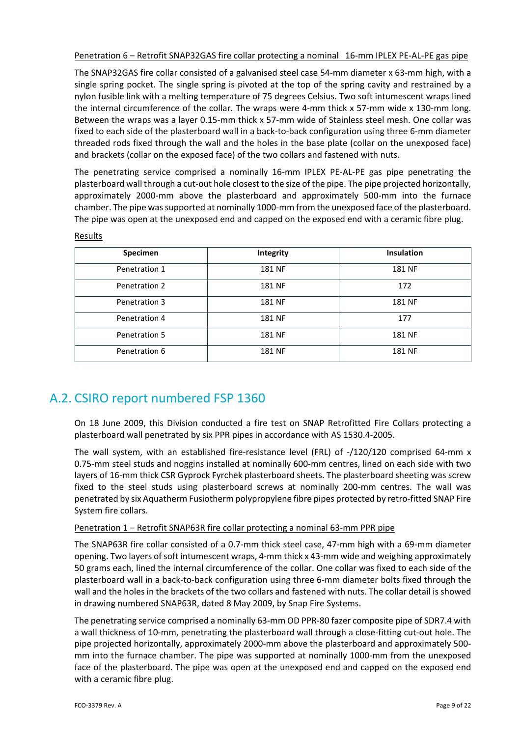Penetration 6 – Retrofit SNAP32GAS fire collar protecting a nominal 16-mm IPLEX PE-AL-PE gas pipe

The SNAP32GAS fire collar consisted of a galvanised steel case 54-mm diameter x 63-mm high, with a single spring pocket. The single spring is pivoted at the top of the spring cavity and restrained by a nylon fusible link with a melting temperature of 75 degrees Celsius. Two soft intumescent wraps lined the internal circumference of the collar. The wraps were 4-mm thick x 57-mm wide x 130-mm long. Between the wraps was a layer 0.15-mm thick x 57-mm wide of Stainless steel mesh. One collar was fixed to each side of the plasterboard wall in a back-to-back configuration using three 6-mm diameter threaded rods fixed through the wall and the holes in the base plate (collar on the unexposed face) and brackets (collar on the exposed face) of the two collars and fastened with nuts.

The penetrating service comprised a nominally 16-mm IPLEX PE-AL-PE gas pipe penetrating the plasterboard wall through a cut-out hole closest to the size of the pipe. The pipe projected horizontally, approximately 2000-mm above the plasterboard and approximately 500-mm into the furnace chamber. The pipe was supported at nominally 1000-mm from the unexposed face of the plasterboard. The pipe was open at the unexposed end and capped on the exposed end with a ceramic fibre plug.

Results

| Specimen | Integrity | Insulation |
|---|---|---|
| Penetration 1 | 181 NF | 181 NF |
| Penetration 2 | 181 NF | 172 |
| Penetration 3 | 181 NF | 181 NF |
| Penetration 4 | 181 NF | 177 |
| Penetration 5 | 181 NF | 181 NF |
| Penetration 6 | 181 NF | 181 NF |

## A.2. CSIRO report numbered FSP 1360

On 18 June 2009, this Division conducted a fire test on SNAP Retrofitted Fire Collars protecting a plasterboard wall penetrated by six PPR pipes in accordance with AS 1530.4-2005.

The wall system, with an established fire-resistance level (FRL) of -/120/120 comprised 64-mm x 0.75-mm steel studs and noggins installed at nominally 600-mm centres, lined on each side with two layers of 16-mm thick CSR Gyprock Fyrchek plasterboard sheets. The plasterboard sheeting was screw fixed to the steel studs using plasterboard screws at nominally 200-mm centres. The wall was penetrated by six Aquatherm Fusiotherm polypropylene fibre pipes protected by retro-fitted SNAP Fire System fire collars.

Penetration 1 – Retrofit SNAP63R fire collar protecting a nominal 63-mm PPR pipe

The SNAP63R fire collar consisted of a 0.7-mm thick steel case, 47-mm high with a 69-mm diameter opening. Two layers of soft intumescent wraps, 4-mm thick x 43-mm wide and weighing approximately 50 grams each, lined the internal circumference of the collar. One collar was fixed to each side of the plasterboard wall in a back-to-back configuration using three 6-mm diameter bolts fixed through the wall and the holes in the brackets of the two collars and fastened with nuts. The collar detail is showed in drawing numbered SNAP63R, dated 8 May 2009, by Snap Fire Systems.

The penetrating service comprised a nominally 63-mm OD PPR-80 fazer composite pipe of SDR7.4 with a wall thickness of 10-mm, penetrating the plasterboard wall through a close-fitting cut-out hole. The pipe projected horizontally, approximately 2000-mm above the plasterboard and approximately 500-mm into the furnace chamber. The pipe was supported at nominally 1000-mm from the unexposed face of the plasterboard. The pipe was open at the unexposed end and capped on the exposed end with a ceramic fibre plug.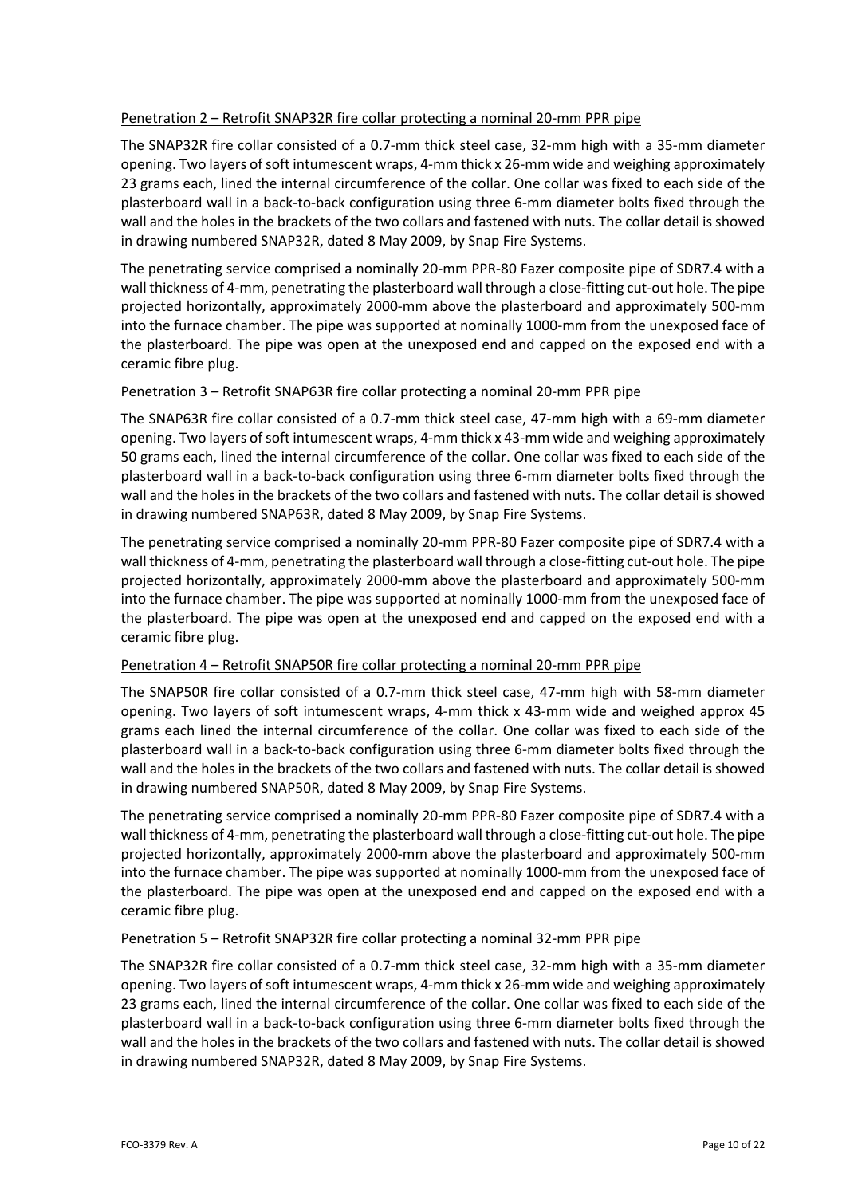Penetration 2 – Retrofit SNAP32R fire collar protecting a nominal 20-mm PPR pipe

The SNAP32R fire collar consisted of a 0.7-mm thick steel case, 32-mm high with a 35-mm diameter opening. Two layers of soft intumescent wraps, 4-mm thick x 26-mm wide and weighing approximately 23 grams each, lined the internal circumference of the collar. One collar was fixed to each side of the plasterboard wall in a back-to-back configuration using three 6-mm diameter bolts fixed through the wall and the holes in the brackets of the two collars and fastened with nuts. The collar detail is showed in drawing numbered SNAP32R, dated 8 May 2009, by Snap Fire Systems.

The penetrating service comprised a nominally 20-mm PPR-80 Fazer composite pipe of SDR7.4 with a wall thickness of 4-mm, penetrating the plasterboard wall through a close-fitting cut-out hole. The pipe projected horizontally, approximately 2000-mm above the plasterboard and approximately 500-mm into the furnace chamber. The pipe was supported at nominally 1000-mm from the unexposed face of the plasterboard. The pipe was open at the unexposed end and capped on the exposed end with a ceramic fibre plug.

Penetration 3 – Retrofit SNAP63R fire collar protecting a nominal 20-mm PPR pipe

The SNAP63R fire collar consisted of a 0.7-mm thick steel case, 47-mm high with a 69-mm diameter opening. Two layers of soft intumescent wraps, 4-mm thick x 43-mm wide and weighing approximately 50 grams each, lined the internal circumference of the collar. One collar was fixed to each side of the plasterboard wall in a back-to-back configuration using three 6-mm diameter bolts fixed through the wall and the holes in the brackets of the two collars and fastened with nuts. The collar detail is showed in drawing numbered SNAP63R, dated 8 May 2009, by Snap Fire Systems.

The penetrating service comprised a nominally 20-mm PPR-80 Fazer composite pipe of SDR7.4 with a wall thickness of 4-mm, penetrating the plasterboard wall through a close-fitting cut-out hole. The pipe projected horizontally, approximately 2000-mm above the plasterboard and approximately 500-mm into the furnace chamber. The pipe was supported at nominally 1000-mm from the unexposed face of the plasterboard. The pipe was open at the unexposed end and capped on the exposed end with a ceramic fibre plug.

Penetration 4 – Retrofit SNAP50R fire collar protecting a nominal 20-mm PPR pipe

The SNAP50R fire collar consisted of a 0.7-mm thick steel case, 47-mm high with 58-mm diameter opening. Two layers of soft intumescent wraps, 4-mm thick x 43-mm wide and weighed approx 45 grams each lined the internal circumference of the collar. One collar was fixed to each side of the plasterboard wall in a back-to-back configuration using three 6-mm diameter bolts fixed through the wall and the holes in the brackets of the two collars and fastened with nuts. The collar detail is showed in drawing numbered SNAP50R, dated 8 May 2009, by Snap Fire Systems.

The penetrating service comprised a nominally 20-mm PPR-80 Fazer composite pipe of SDR7.4 with a wall thickness of 4-mm, penetrating the plasterboard wall through a close-fitting cut-out hole. The pipe projected horizontally, approximately 2000-mm above the plasterboard and approximately 500-mm into the furnace chamber. The pipe was supported at nominally 1000-mm from the unexposed face of the plasterboard. The pipe was open at the unexposed end and capped on the exposed end with a ceramic fibre plug.

Penetration 5 – Retrofit SNAP32R fire collar protecting a nominal 32-mm PPR pipe

The SNAP32R fire collar consisted of a 0.7-mm thick steel case, 32-mm high with a 35-mm diameter opening. Two layers of soft intumescent wraps, 4-mm thick x 26-mm wide and weighing approximately 23 grams each, lined the internal circumference of the collar. One collar was fixed to each side of the plasterboard wall in a back-to-back configuration using three 6-mm diameter bolts fixed through the wall and the holes in the brackets of the two collars and fastened with nuts. The collar detail is showed in drawing numbered SNAP32R, dated 8 May 2009, by Snap Fire Systems.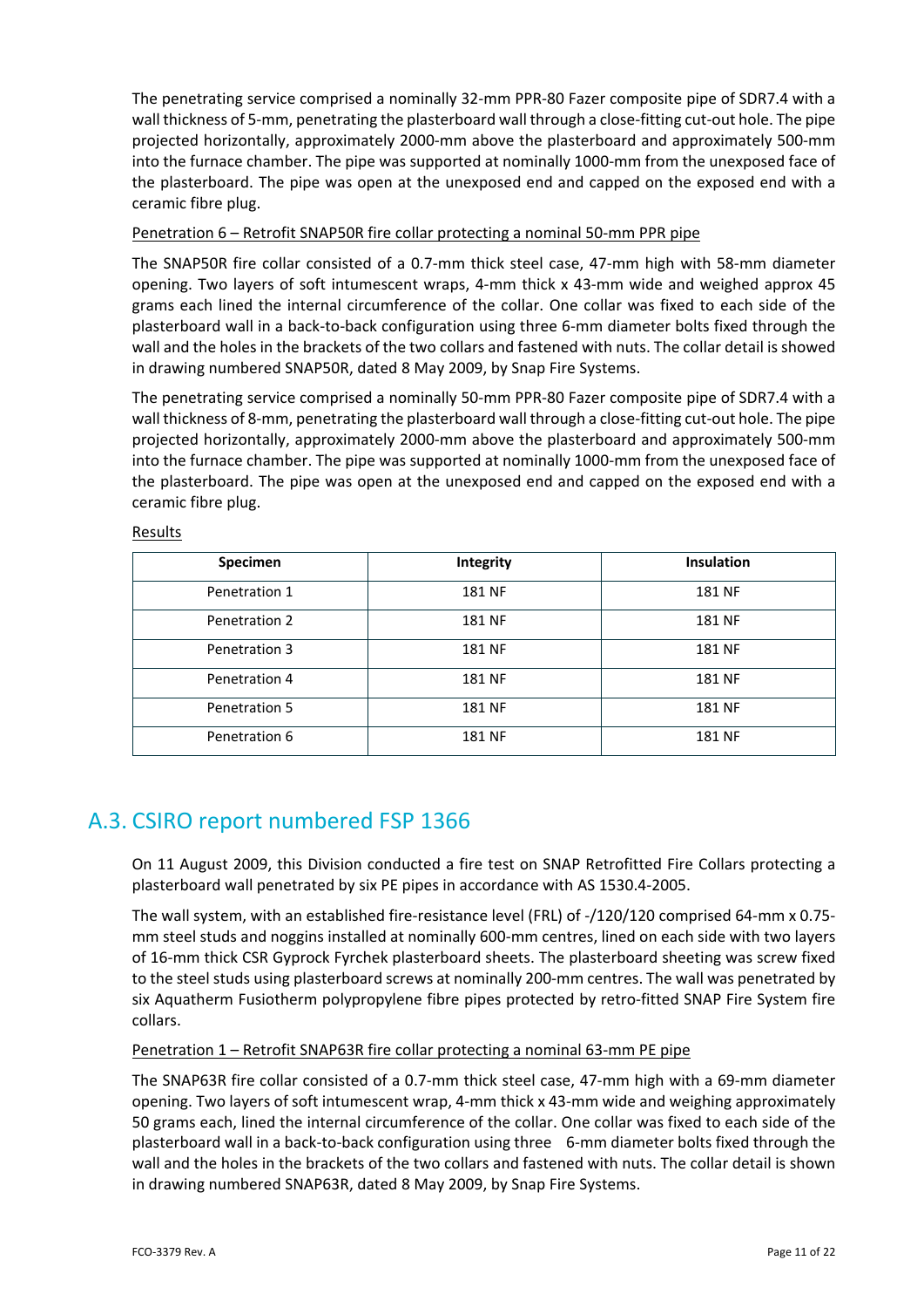The penetrating service comprised a nominally 32-mm PPR-80 Fazer composite pipe of SDR7.4 with a wall thickness of 5-mm, penetrating the plasterboard wall through a close-fitting cut-out hole. The pipe projected horizontally, approximately 2000-mm above the plasterboard and approximately 500-mm into the furnace chamber. The pipe was supported at nominally 1000-mm from the unexposed face of the plasterboard. The pipe was open at the unexposed end and capped on the exposed end with a ceramic fibre plug.

Penetration 6 – Retrofit SNAP50R fire collar protecting a nominal 50-mm PPR pipe

The SNAP50R fire collar consisted of a 0.7-mm thick steel case, 47-mm high with 58-mm diameter opening. Two layers of soft intumescent wraps, 4-mm thick x 43-mm wide and weighed approx 45 grams each lined the internal circumference of the collar. One collar was fixed to each side of the plasterboard wall in a back-to-back configuration using three 6-mm diameter bolts fixed through the wall and the holes in the brackets of the two collars and fastened with nuts. The collar detail is showed in drawing numbered SNAP50R, dated 8 May 2009, by Snap Fire Systems.

The penetrating service comprised a nominally 50-mm PPR-80 Fazer composite pipe of SDR7.4 with a wall thickness of 8-mm, penetrating the plasterboard wall through a close-fitting cut-out hole. The pipe projected horizontally, approximately 2000-mm above the plasterboard and approximately 500-mm into the furnace chamber. The pipe was supported at nominally 1000-mm from the unexposed face of the plasterboard. The pipe was open at the unexposed end and capped on the exposed end with a ceramic fibre plug.

Results

| Specimen | Integrity | Insulation |
|---|---|---|
| Penetration 1 | 181 NF | 181 NF |
| Penetration 2 | 181 NF | 181 NF |
| Penetration 3 | 181 NF | 181 NF |
| Penetration 4 | 181 NF | 181 NF |
| Penetration 5 | 181 NF | 181 NF |
| Penetration 6 | 181 NF | 181 NF |

## A.3. CSIRO report numbered FSP 1366

On 11 August 2009, this Division conducted a fire test on SNAP Retrofitted Fire Collars protecting a plasterboard wall penetrated by six PE pipes in accordance with AS 1530.4-2005.

The wall system, with an established fire-resistance level (FRL) of -/120/120 comprised 64-mm x 0.75-mm steel studs and noggins installed at nominally 600-mm centres, lined on each side with two layers of 16-mm thick CSR Gyprock Fyrchek plasterboard sheets. The plasterboard sheeting was screw fixed to the steel studs using plasterboard screws at nominally 200-mm centres. The wall was penetrated by six Aquatherm Fusiotherm polypropylene fibre pipes protected by retro-fitted SNAP Fire System fire collars.

Penetration 1 – Retrofit SNAP63R fire collar protecting a nominal 63-mm PE pipe

The SNAP63R fire collar consisted of a 0.7-mm thick steel case, 47-mm high with a 69-mm diameter opening. Two layers of soft intumescent wrap, 4-mm thick x 43-mm wide and weighing approximately 50 grams each, lined the internal circumference of the collar. One collar was fixed to each side of the plasterboard wall in a back-to-back configuration using three 6-mm diameter bolts fixed through the wall and the holes in the brackets of the two collars and fastened with nuts. The collar detail is shown in drawing numbered SNAP63R, dated 8 May 2009, by Snap Fire Systems.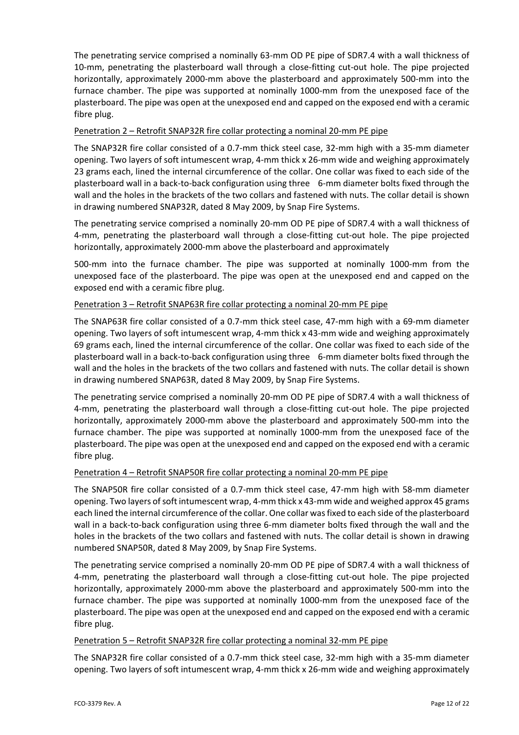The penetrating service comprised a nominally 63-mm OD PE pipe of SDR7.4 with a wall thickness of 10-mm, penetrating the plasterboard wall through a close-fitting cut-out hole. The pipe projected horizontally, approximately 2000-mm above the plasterboard and approximately 500-mm into the furnace chamber. The pipe was supported at nominally 1000-mm from the unexposed face of the plasterboard. The pipe was open at the unexposed end and capped on the exposed end with a ceramic fibre plug.

Penetration 2 – Retrofit SNAP32R fire collar protecting a nominal 20-mm PE pipe

The SNAP32R fire collar consisted of a 0.7-mm thick steel case, 32-mm high with a 35-mm diameter opening. Two layers of soft intumescent wrap, 4-mm thick x 26-mm wide and weighing approximately 23 grams each, lined the internal circumference of the collar. One collar was fixed to each side of the plasterboard wall in a back-to-back configuration using three 6-mm diameter bolts fixed through the wall and the holes in the brackets of the two collars and fastened with nuts. The collar detail is shown in drawing numbered SNAP32R, dated 8 May 2009, by Snap Fire Systems.

The penetrating service comprised a nominally 20-mm OD PE pipe of SDR7.4 with a wall thickness of 4-mm, penetrating the plasterboard wall through a close-fitting cut-out hole. The pipe projected horizontally, approximately 2000-mm above the plasterboard and approximately

500-mm into the furnace chamber. The pipe was supported at nominally 1000-mm from the unexposed face of the plasterboard. The pipe was open at the unexposed end and capped on the exposed end with a ceramic fibre plug.

Penetration 3 – Retrofit SNAP63R fire collar protecting a nominal 20-mm PE pipe

The SNAP63R fire collar consisted of a 0.7-mm thick steel case, 47-mm high with a 69-mm diameter opening. Two layers of soft intumescent wrap, 4-mm thick x 43-mm wide and weighing approximately 69 grams each, lined the internal circumference of the collar. One collar was fixed to each side of the plasterboard wall in a back-to-back configuration using three 6-mm diameter bolts fixed through the wall and the holes in the brackets of the two collars and fastened with nuts. The collar detail is shown in drawing numbered SNAP63R, dated 8 May 2009, by Snap Fire Systems.

The penetrating service comprised a nominally 20-mm OD PE pipe of SDR7.4 with a wall thickness of 4-mm, penetrating the plasterboard wall through a close-fitting cut-out hole. The pipe projected horizontally, approximately 2000-mm above the plasterboard and approximately 500-mm into the furnace chamber. The pipe was supported at nominally 1000-mm from the unexposed face of the plasterboard. The pipe was open at the unexposed end and capped on the exposed end with a ceramic fibre plug.

Penetration 4 – Retrofit SNAP50R fire collar protecting a nominal 20-mm PE pipe

The SNAP50R fire collar consisted of a 0.7-mm thick steel case, 47-mm high with 58-mm diameter opening. Two layers of soft intumescent wrap, 4-mm thick x 43-mm wide and weighed approx 45 grams each lined the internal circumference of the collar. One collar was fixed to each side of the plasterboard wall in a back-to-back configuration using three 6-mm diameter bolts fixed through the wall and the holes in the brackets of the two collars and fastened with nuts. The collar detail is shown in drawing numbered SNAP50R, dated 8 May 2009, by Snap Fire Systems.

The penetrating service comprised a nominally 20-mm OD PE pipe of SDR7.4 with a wall thickness of 4-mm, penetrating the plasterboard wall through a close-fitting cut-out hole. The pipe projected horizontally, approximately 2000-mm above the plasterboard and approximately 500-mm into the furnace chamber. The pipe was supported at nominally 1000-mm from the unexposed face of the plasterboard. The pipe was open at the unexposed end and capped on the exposed end with a ceramic fibre plug.

Penetration 5 – Retrofit SNAP32R fire collar protecting a nominal 32-mm PE pipe

The SNAP32R fire collar consisted of a 0.7-mm thick steel case, 32-mm high with a 35-mm diameter opening. Two layers of soft intumescent wrap, 4-mm thick x 26-mm wide and weighing approximately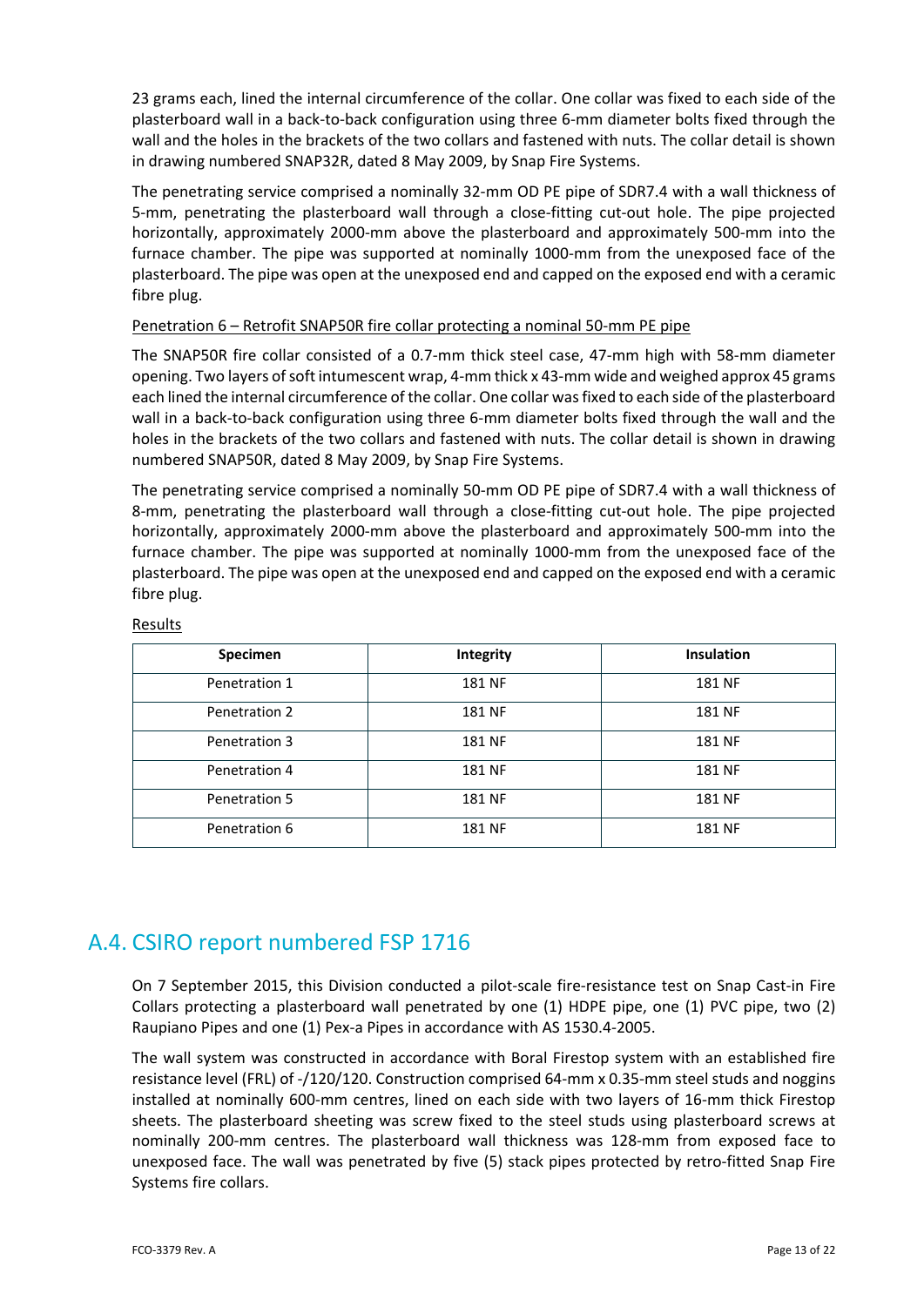23 grams each, lined the internal circumference of the collar. One collar was fixed to each side of the plasterboard wall in a back-to-back configuration using three 6-mm diameter bolts fixed through the wall and the holes in the brackets of the two collars and fastened with nuts. The collar detail is shown in drawing numbered SNAP32R, dated 8 May 2009, by Snap Fire Systems.

The penetrating service comprised a nominally 32-mm OD PE pipe of SDR7.4 with a wall thickness of 5-mm, penetrating the plasterboard wall through a close-fitting cut-out hole. The pipe projected horizontally, approximately 2000-mm above the plasterboard and approximately 500-mm into the furnace chamber. The pipe was supported at nominally 1000-mm from the unexposed face of the plasterboard. The pipe was open at the unexposed end and capped on the exposed end with a ceramic fibre plug.

Penetration 6 – Retrofit SNAP50R fire collar protecting a nominal 50-mm PE pipe

The SNAP50R fire collar consisted of a 0.7-mm thick steel case, 47-mm high with 58-mm diameter opening. Two layers of soft intumescent wrap, 4-mm thick x 43-mm wide and weighed approx 45 grams each lined the internal circumference of the collar. One collar was fixed to each side of the plasterboard wall in a back-to-back configuration using three 6-mm diameter bolts fixed through the wall and the holes in the brackets of the two collars and fastened with nuts. The collar detail is shown in drawing numbered SNAP50R, dated 8 May 2009, by Snap Fire Systems.

The penetrating service comprised a nominally 50-mm OD PE pipe of SDR7.4 with a wall thickness of 8-mm, penetrating the plasterboard wall through a close-fitting cut-out hole. The pipe projected horizontally, approximately 2000-mm above the plasterboard and approximately 500-mm into the furnace chamber. The pipe was supported at nominally 1000-mm from the unexposed face of the plasterboard. The pipe was open at the unexposed end and capped on the exposed end with a ceramic fibre plug.

Results

| Specimen | Integrity | Insulation |
|---|---|---|
| Penetration 1 | 181 NF | 181 NF |
| Penetration 2 | 181 NF | 181 NF |
| Penetration 3 | 181 NF | 181 NF |
| Penetration 4 | 181 NF | 181 NF |
| Penetration 5 | 181 NF | 181 NF |
| Penetration 6 | 181 NF | 181 NF |

## A.4. CSIRO report numbered FSP 1716

On 7 September 2015, this Division conducted a pilot-scale fire-resistance test on Snap Cast-in Fire Collars protecting a plasterboard wall penetrated by one (1) HDPE pipe, one (1) PVC pipe, two (2) Raupiano Pipes and one (1) Pex-a Pipes in accordance with AS 1530.4-2005.

The wall system was constructed in accordance with Boral Firestop system with an established fire resistance level (FRL) of -/120/120. Construction comprised 64-mm x 0.35-mm steel studs and noggins installed at nominally 600-mm centres, lined on each side with two layers of 16-mm thick Firestop sheets. The plasterboard sheeting was screw fixed to the steel studs using plasterboard screws at nominally 200-mm centres. The plasterboard wall thickness was 128-mm from exposed face to unexposed face. The wall was penetrated by five (5) stack pipes protected by retro-fitted Snap Fire Systems fire collars.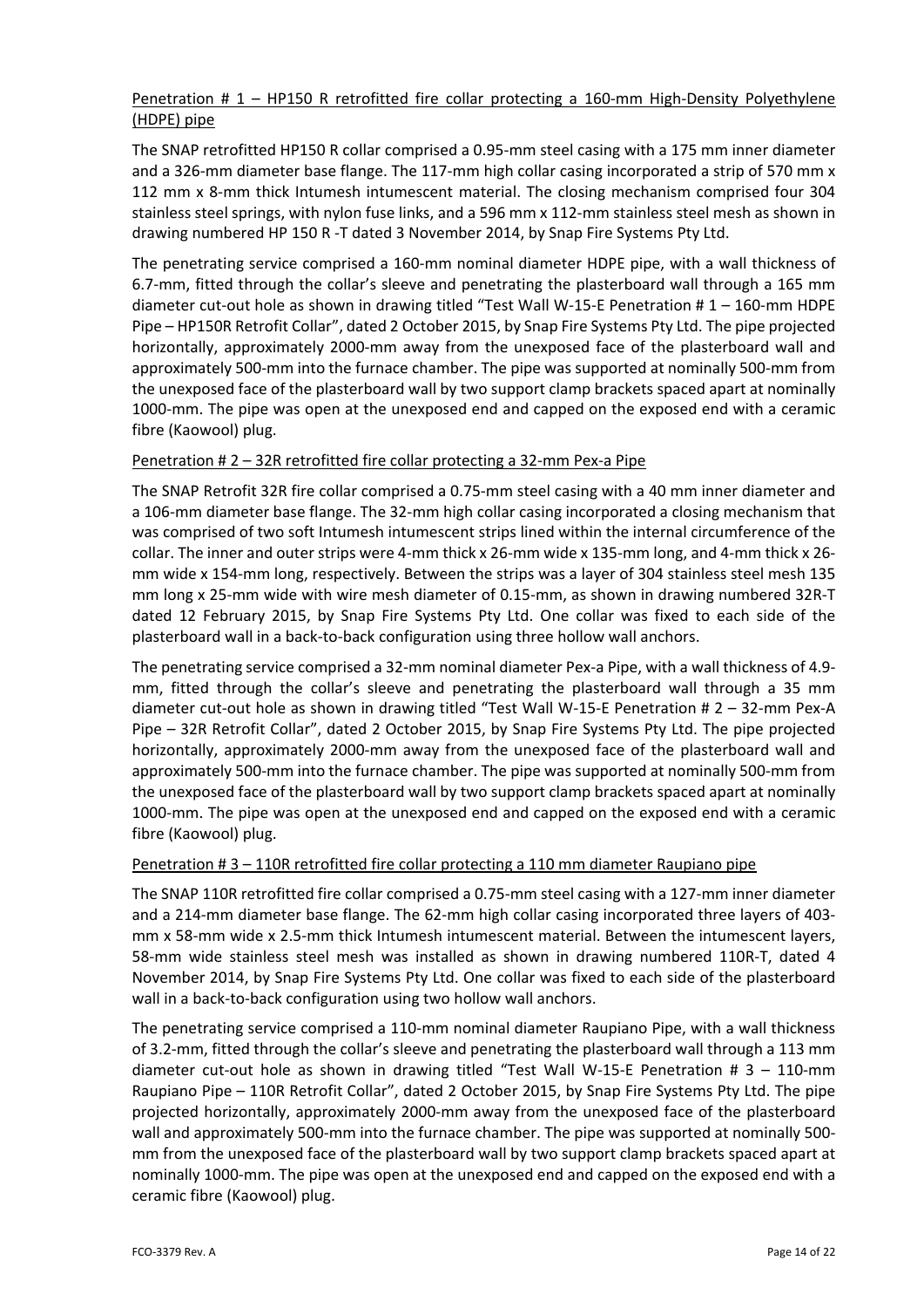Penetration # 1 – HP150 R retrofitted fire collar protecting a 160-mm High-Density Polyethylene (HDPE) pipe

The SNAP retrofitted HP150 R collar comprised a 0.95-mm steel casing with a 175 mm inner diameter and a 326-mm diameter base flange. The 117-mm high collar casing incorporated a strip of 570 mm x 112 mm x 8-mm thick Intumesh intumescent material. The closing mechanism comprised four 304 stainless steel springs, with nylon fuse links, and a 596 mm x 112-mm stainless steel mesh as shown in drawing numbered HP 150 R -T dated 3 November 2014, by Snap Fire Systems Pty Ltd.

The penetrating service comprised a 160-mm nominal diameter HDPE pipe, with a wall thickness of 6.7-mm, fitted through the collar's sleeve and penetrating the plasterboard wall through a 165 mm diameter cut-out hole as shown in drawing titled "Test Wall W-15-E Penetration # 1 – 160-mm HDPE Pipe – HP150R Retrofit Collar", dated 2 October 2015, by Snap Fire Systems Pty Ltd. The pipe projected horizontally, approximately 2000-mm away from the unexposed face of the plasterboard wall and approximately 500-mm into the furnace chamber. The pipe was supported at nominally 500-mm from the unexposed face of the plasterboard wall by two support clamp brackets spaced apart at nominally 1000-mm. The pipe was open at the unexposed end and capped on the exposed end with a ceramic fibre (Kaowool) plug.

Penetration # 2 – 32R retrofitted fire collar protecting a 32-mm Pex-a Pipe

The SNAP Retrofit 32R fire collar comprised a 0.75-mm steel casing with a 40 mm inner diameter and a 106-mm diameter base flange. The 32-mm high collar casing incorporated a closing mechanism that was comprised of two soft Intumesh intumescent strips lined within the internal circumference of the collar. The inner and outer strips were 4-mm thick x 26-mm wide x 135-mm long, and 4-mm thick x 26-mm wide x 154-mm long, respectively. Between the strips was a layer of 304 stainless steel mesh 135 mm long x 25-mm wide with wire mesh diameter of 0.15-mm, as shown in drawing numbered 32R-T dated 12 February 2015, by Snap Fire Systems Pty Ltd. One collar was fixed to each side of the plasterboard wall in a back-to-back configuration using three hollow wall anchors.

The penetrating service comprised a 32-mm nominal diameter Pex-a Pipe, with a wall thickness of 4.9-mm, fitted through the collar's sleeve and penetrating the plasterboard wall through a 35 mm diameter cut-out hole as shown in drawing titled "Test Wall W-15-E Penetration # 2 – 32-mm Pex-A Pipe – 32R Retrofit Collar", dated 2 October 2015, by Snap Fire Systems Pty Ltd. The pipe projected horizontally, approximately 2000-mm away from the unexposed face of the plasterboard wall and approximately 500-mm into the furnace chamber. The pipe was supported at nominally 500-mm from the unexposed face of the plasterboard wall by two support clamp brackets spaced apart at nominally 1000-mm. The pipe was open at the unexposed end and capped on the exposed end with a ceramic fibre (Kaowool) plug.

Penetration # 3 – 110R retrofitted fire collar protecting a 110 mm diameter Raupiano pipe

The SNAP 110R retrofitted fire collar comprised a 0.75-mm steel casing with a 127-mm inner diameter and a 214-mm diameter base flange. The 62-mm high collar casing incorporated three layers of 403-mm x 58-mm wide x 2.5-mm thick Intumesh intumescent material. Between the intumescent layers, 58-mm wide stainless steel mesh was installed as shown in drawing numbered 110R-T, dated 4 November 2014, by Snap Fire Systems Pty Ltd. One collar was fixed to each side of the plasterboard wall in a back-to-back configuration using two hollow wall anchors.

The penetrating service comprised a 110-mm nominal diameter Raupiano Pipe, with a wall thickness of 3.2-mm, fitted through the collar's sleeve and penetrating the plasterboard wall through a 113 mm diameter cut-out hole as shown in drawing titled "Test Wall W-15-E Penetration # 3 – 110-mm Raupiano Pipe – 110R Retrofit Collar", dated 2 October 2015, by Snap Fire Systems Pty Ltd. The pipe projected horizontally, approximately 2000-mm away from the unexposed face of the plasterboard wall and approximately 500-mm into the furnace chamber. The pipe was supported at nominally 500-mm from the unexposed face of the plasterboard wall by two support clamp brackets spaced apart at nominally 1000-mm. The pipe was open at the unexposed end and capped on the exposed end with a ceramic fibre (Kaowool) plug.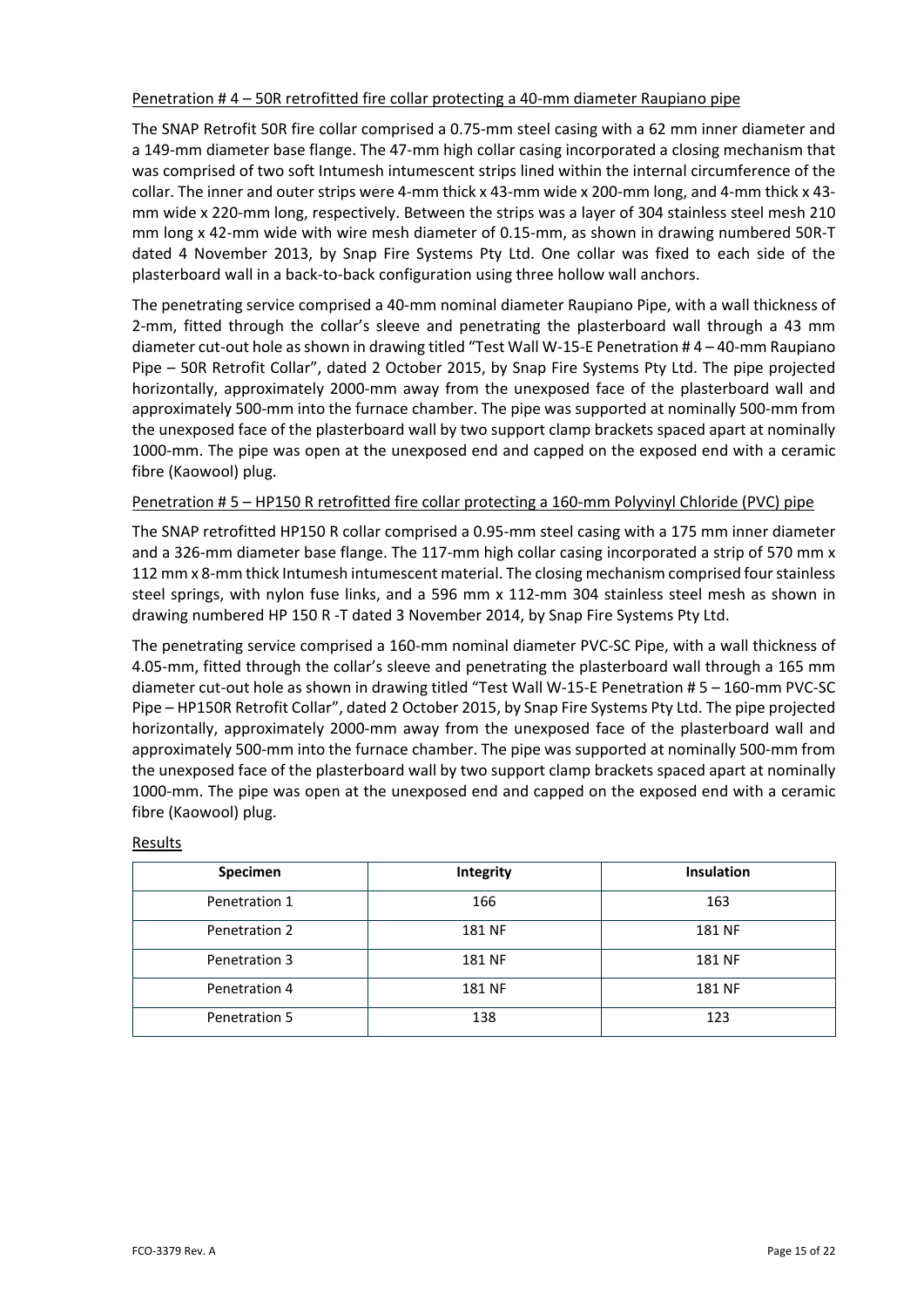Penetration # 4 – 50R retrofitted fire collar protecting a 40-mm diameter Raupiano pipe

The SNAP Retrofit 50R fire collar comprised a 0.75-mm steel casing with a 62 mm inner diameter and a 149-mm diameter base flange. The 47-mm high collar casing incorporated a closing mechanism that was comprised of two soft Intumesh intumescent strips lined within the internal circumference of the collar. The inner and outer strips were 4-mm thick x 43-mm wide x 200-mm long, and 4-mm thick x 43-mm wide x 220-mm long, respectively. Between the strips was a layer of 304 stainless steel mesh 210 mm long x 42-mm wide with wire mesh diameter of 0.15-mm, as shown in drawing numbered 50R-T dated 4 November 2013, by Snap Fire Systems Pty Ltd. One collar was fixed to each side of the plasterboard wall in a back-to-back configuration using three hollow wall anchors.

The penetrating service comprised a 40-mm nominal diameter Raupiano Pipe, with a wall thickness of 2-mm, fitted through the collar's sleeve and penetrating the plasterboard wall through a 43 mm diameter cut-out hole as shown in drawing titled "Test Wall W-15-E Penetration # 4 – 40-mm Raupiano Pipe – 50R Retrofit Collar", dated 2 October 2015, by Snap Fire Systems Pty Ltd. The pipe projected horizontally, approximately 2000-mm away from the unexposed face of the plasterboard wall and approximately 500-mm into the furnace chamber. The pipe was supported at nominally 500-mm from the unexposed face of the plasterboard wall by two support clamp brackets spaced apart at nominally 1000-mm. The pipe was open at the unexposed end and capped on the exposed end with a ceramic fibre (Kaowool) plug.

Penetration # 5 – HP150 R retrofitted fire collar protecting a 160-mm Polyvinyl Chloride (PVC) pipe

The SNAP retrofitted HP150 R collar comprised a 0.95-mm steel casing with a 175 mm inner diameter and a 326-mm diameter base flange. The 117-mm high collar casing incorporated a strip of 570 mm x 112 mm x 8-mm thick Intumesh intumescent material. The closing mechanism comprised four stainless steel springs, with nylon fuse links, and a 596 mm x 112-mm 304 stainless steel mesh as shown in drawing numbered HP 150 R -T dated 3 November 2014, by Snap Fire Systems Pty Ltd.

The penetrating service comprised a 160-mm nominal diameter PVC-SC Pipe, with a wall thickness of 4.05-mm, fitted through the collar's sleeve and penetrating the plasterboard wall through a 165 mm diameter cut-out hole as shown in drawing titled "Test Wall W-15-E Penetration # 5 – 160-mm PVC-SC Pipe – HP150R Retrofit Collar", dated 2 October 2015, by Snap Fire Systems Pty Ltd. The pipe projected horizontally, approximately 2000-mm away from the unexposed face of the plasterboard wall and approximately 500-mm into the furnace chamber. The pipe was supported at nominally 500-mm from the unexposed face of the plasterboard wall by two support clamp brackets spaced apart at nominally 1000-mm. The pipe was open at the unexposed end and capped on the exposed end with a ceramic fibre (Kaowool) plug.

Results

| Specimen | Integrity | Insulation |
|---|---|---|
| Penetration 1 | 166 | 163 |
| Penetration 2 | 181 NF | 181 NF |
| Penetration 3 | 181 NF | 181 NF |
| Penetration 4 | 181 NF | 181 NF |
| Penetration 5 | 138 | 123 |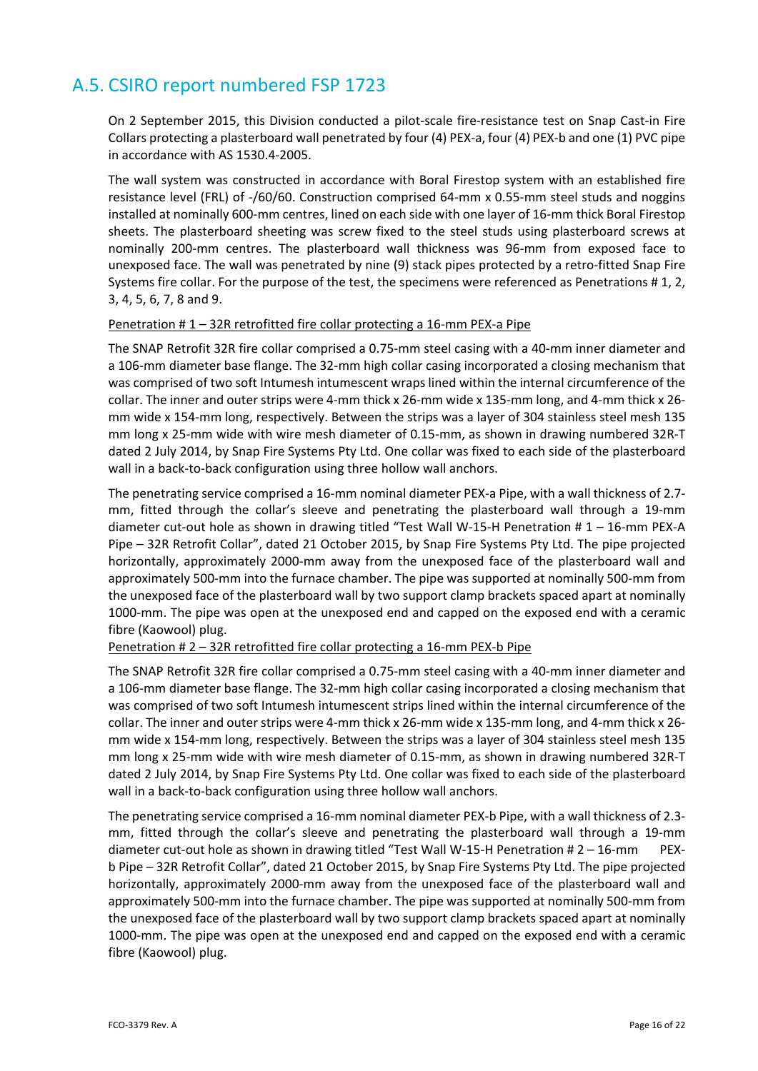## A.5. CSIRO report numbered FSP 1723

On 2 September 2015, this Division conducted a pilot-scale fire-resistance test on Snap Cast-in Fire Collars protecting a plasterboard wall penetrated by four (4) PEX-a, four (4) PEX-b and one (1) PVC pipe in accordance with AS 1530.4-2005.

The wall system was constructed in accordance with Boral Firestop system with an established fire resistance level (FRL) of -/60/60. Construction comprised 64-mm x 0.55-mm steel studs and noggins installed at nominally 600-mm centres, lined on each side with one layer of 16-mm thick Boral Firestop sheets. The plasterboard sheeting was screw fixed to the steel studs using plasterboard screws at nominally 200-mm centres. The plasterboard wall thickness was 96-mm from exposed face to unexposed face. The wall was penetrated by nine (9) stack pipes protected by a retro-fitted Snap Fire Systems fire collar. For the purpose of the test, the specimens were referenced as Penetrations # 1, 2, 3, 4, 5, 6, 7, 8 and 9.

Penetration # 1 – 32R retrofitted fire collar protecting a 16-mm PEX-a Pipe

The SNAP Retrofit 32R fire collar comprised a 0.75-mm steel casing with a 40-mm inner diameter and a 106-mm diameter base flange. The 32-mm high collar casing incorporated a closing mechanism that was comprised of two soft Intumesh intumescent wraps lined within the internal circumference of the collar. The inner and outer strips were 4-mm thick x 26-mm wide x 135-mm long, and 4-mm thick x 26-mm wide x 154-mm long, respectively. Between the strips was a layer of 304 stainless steel mesh 135 mm long x 25-mm wide with wire mesh diameter of 0.15-mm, as shown in drawing numbered 32R-T dated 2 July 2014, by Snap Fire Systems Pty Ltd. One collar was fixed to each side of the plasterboard wall in a back-to-back configuration using three hollow wall anchors.

The penetrating service comprised a 16-mm nominal diameter PEX-a Pipe, with a wall thickness of 2.7-mm, fitted through the collar's sleeve and penetrating the plasterboard wall through a 19-mm diameter cut-out hole as shown in drawing titled "Test Wall W-15-H Penetration # 1 – 16-mm PEX-A Pipe – 32R Retrofit Collar", dated 21 October 2015, by Snap Fire Systems Pty Ltd. The pipe projected horizontally, approximately 2000-mm away from the unexposed face of the plasterboard wall and approximately 500-mm into the furnace chamber. The pipe was supported at nominally 500-mm from the unexposed face of the plasterboard wall by two support clamp brackets spaced apart at nominally 1000-mm. The pipe was open at the unexposed end and capped on the exposed end with a ceramic fibre (Kaowool) plug.

Penetration # 2 – 32R retrofitted fire collar protecting a 16-mm PEX-b Pipe

The SNAP Retrofit 32R fire collar comprised a 0.75-mm steel casing with a 40-mm inner diameter and a 106-mm diameter base flange. The 32-mm high collar casing incorporated a closing mechanism that was comprised of two soft Intumesh intumescent strips lined within the internal circumference of the collar. The inner and outer strips were 4-mm thick x 26-mm wide x 135-mm long, and 4-mm thick x 26-mm wide x 154-mm long, respectively. Between the strips was a layer of 304 stainless steel mesh 135 mm long x 25-mm wide with wire mesh diameter of 0.15-mm, as shown in drawing numbered 32R-T dated 2 July 2014, by Snap Fire Systems Pty Ltd. One collar was fixed to each side of the plasterboard wall in a back-to-back configuration using three hollow wall anchors.

The penetrating service comprised a 16-mm nominal diameter PEX-b Pipe, with a wall thickness of 2.3-mm, fitted through the collar's sleeve and penetrating the plasterboard wall through a 19-mm diameter cut-out hole as shown in drawing titled "Test Wall W-15-H Penetration # 2 – 16-mm PEX-b Pipe – 32R Retrofit Collar", dated 21 October 2015, by Snap Fire Systems Pty Ltd. The pipe projected horizontally, approximately 2000-mm away from the unexposed face of the plasterboard wall and approximately 500-mm into the furnace chamber. The pipe was supported at nominally 500-mm from the unexposed face of the plasterboard wall by two support clamp brackets spaced apart at nominally 1000-mm. The pipe was open at the unexposed end and capped on the exposed end with a ceramic fibre (Kaowool) plug.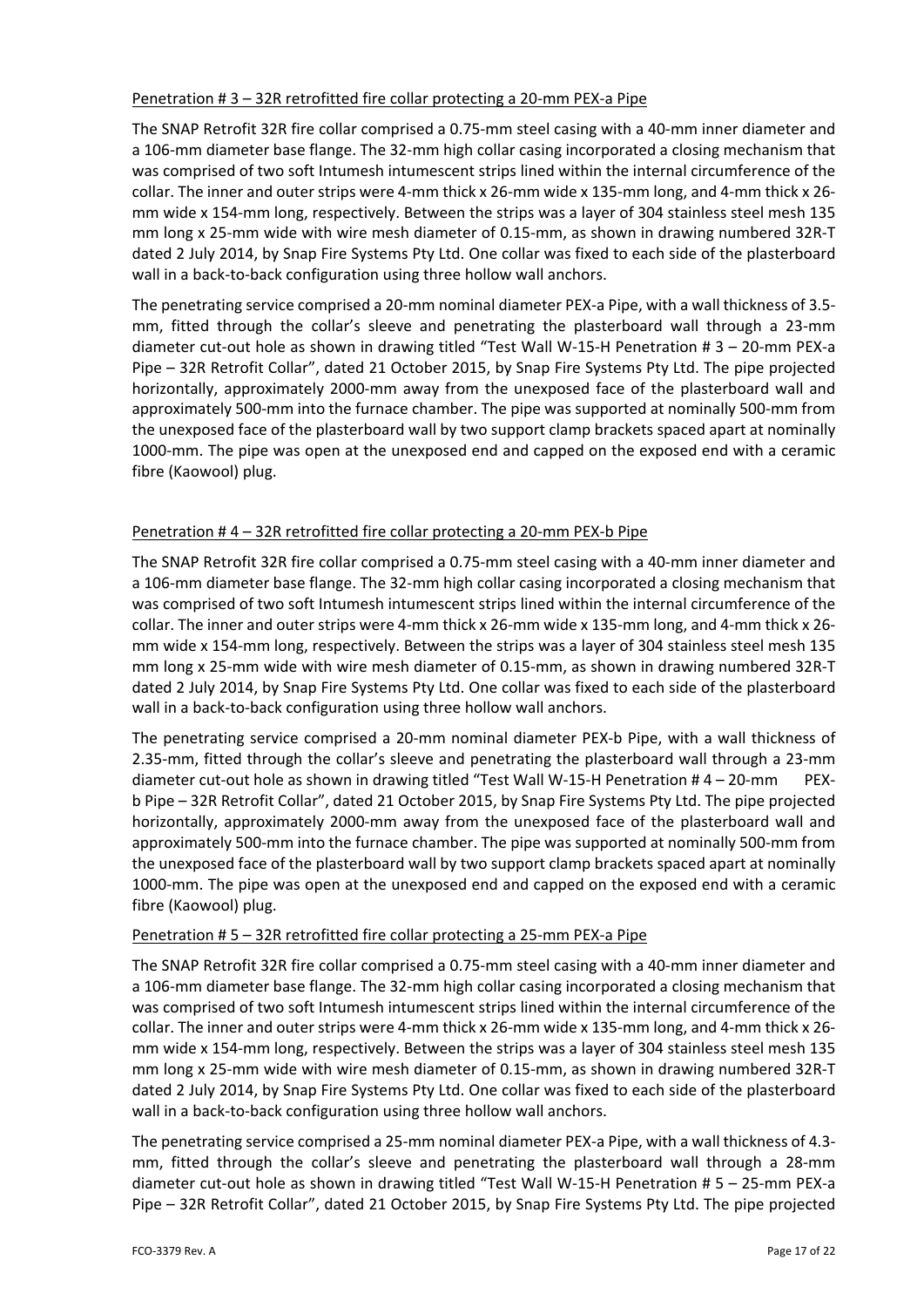Penetration # 3 – 32R retrofitted fire collar protecting a 20-mm PEX-a Pipe

The SNAP Retrofit 32R fire collar comprised a 0.75-mm steel casing with a 40-mm inner diameter and a 106-mm diameter base flange. The 32-mm high collar casing incorporated a closing mechanism that was comprised of two soft Intumesh intumescent strips lined within the internal circumference of the collar. The inner and outer strips were 4-mm thick x 26-mm wide x 135-mm long, and 4-mm thick x 26-mm wide x 154-mm long, respectively. Between the strips was a layer of 304 stainless steel mesh 135 mm long x 25-mm wide with wire mesh diameter of 0.15-mm, as shown in drawing numbered 32R-T dated 2 July 2014, by Snap Fire Systems Pty Ltd. One collar was fixed to each side of the plasterboard wall in a back-to-back configuration using three hollow wall anchors.

The penetrating service comprised a 20-mm nominal diameter PEX-a Pipe, with a wall thickness of 3.5-mm, fitted through the collar's sleeve and penetrating the plasterboard wall through a 23-mm diameter cut-out hole as shown in drawing titled "Test Wall W-15-H Penetration # 3 – 20-mm PEX-a Pipe – 32R Retrofit Collar", dated 21 October 2015, by Snap Fire Systems Pty Ltd. The pipe projected horizontally, approximately 2000-mm away from the unexposed face of the plasterboard wall and approximately 500-mm into the furnace chamber. The pipe was supported at nominally 500-mm from the unexposed face of the plasterboard wall by two support clamp brackets spaced apart at nominally 1000-mm. The pipe was open at the unexposed end and capped on the exposed end with a ceramic fibre (Kaowool) plug.

Penetration # 4 – 32R retrofitted fire collar protecting a 20-mm PEX-b Pipe

The SNAP Retrofit 32R fire collar comprised a 0.75-mm steel casing with a 40-mm inner diameter and a 106-mm diameter base flange. The 32-mm high collar casing incorporated a closing mechanism that was comprised of two soft Intumesh intumescent strips lined within the internal circumference of the collar. The inner and outer strips were 4-mm thick x 26-mm wide x 135-mm long, and 4-mm thick x 26-mm wide x 154-mm long, respectively. Between the strips was a layer of 304 stainless steel mesh 135 mm long x 25-mm wide with wire mesh diameter of 0.15-mm, as shown in drawing numbered 32R-T dated 2 July 2014, by Snap Fire Systems Pty Ltd. One collar was fixed to each side of the plasterboard wall in a back-to-back configuration using three hollow wall anchors.

The penetrating service comprised a 20-mm nominal diameter PEX-b Pipe, with a wall thickness of 2.35-mm, fitted through the collar's sleeve and penetrating the plasterboard wall through a 23-mm diameter cut-out hole as shown in drawing titled "Test Wall W-15-H Penetration # 4 – 20-mm PEX-b Pipe – 32R Retrofit Collar", dated 21 October 2015, by Snap Fire Systems Pty Ltd. The pipe projected horizontally, approximately 2000-mm away from the unexposed face of the plasterboard wall and approximately 500-mm into the furnace chamber. The pipe was supported at nominally 500-mm from the unexposed face of the plasterboard wall by two support clamp brackets spaced apart at nominally 1000-mm. The pipe was open at the unexposed end and capped on the exposed end with a ceramic fibre (Kaowool) plug.

Penetration # 5 – 32R retrofitted fire collar protecting a 25-mm PEX-a Pipe

The SNAP Retrofit 32R fire collar comprised a 0.75-mm steel casing with a 40-mm inner diameter and a 106-mm diameter base flange. The 32-mm high collar casing incorporated a closing mechanism that was comprised of two soft Intumesh intumescent strips lined within the internal circumference of the collar. The inner and outer strips were 4-mm thick x 26-mm wide x 135-mm long, and 4-mm thick x 26-mm wide x 154-mm long, respectively. Between the strips was a layer of 304 stainless steel mesh 135 mm long x 25-mm wide with wire mesh diameter of 0.15-mm, as shown in drawing numbered 32R-T dated 2 July 2014, by Snap Fire Systems Pty Ltd. One collar was fixed to each side of the plasterboard wall in a back-to-back configuration using three hollow wall anchors.

The penetrating service comprised a 25-mm nominal diameter PEX-a Pipe, with a wall thickness of 4.3-mm, fitted through the collar's sleeve and penetrating the plasterboard wall through a 28-mm diameter cut-out hole as shown in drawing titled "Test Wall W-15-H Penetration # 5 – 25-mm PEX-a Pipe – 32R Retrofit Collar", dated 21 October 2015, by Snap Fire Systems Pty Ltd. The pipe projected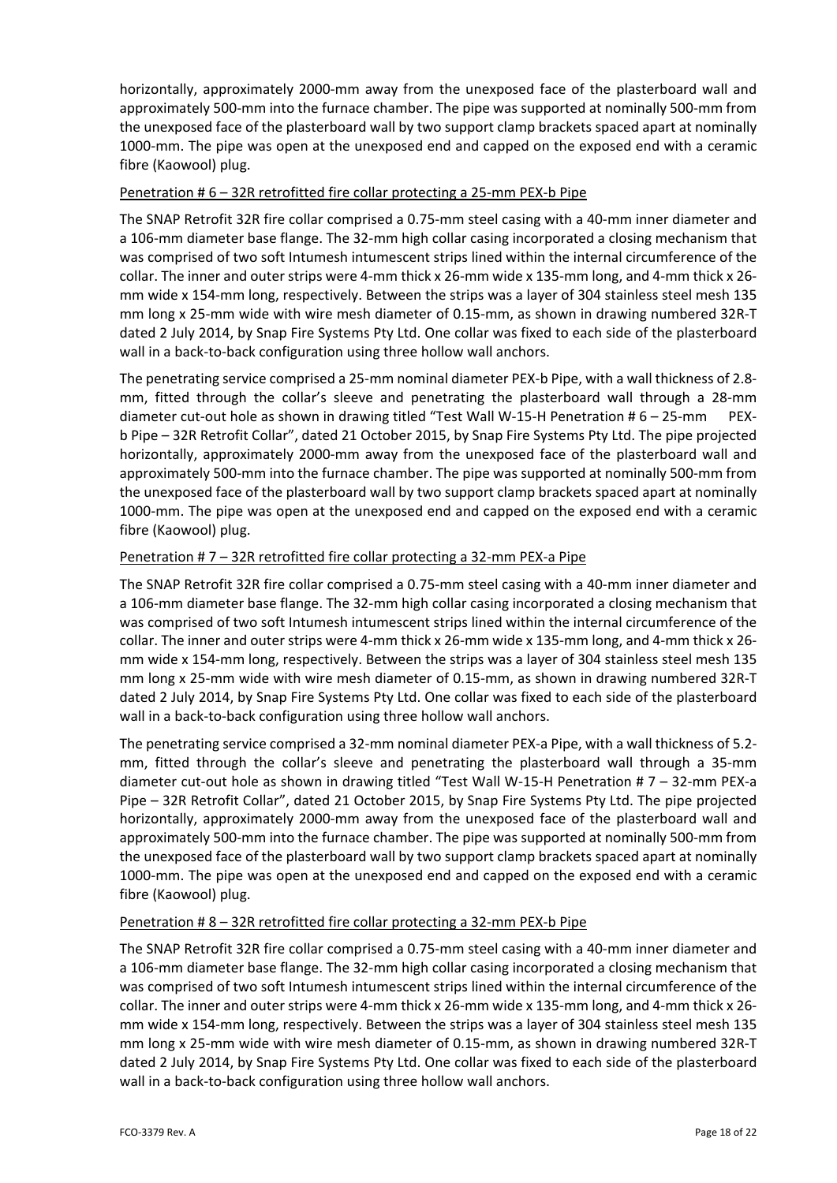horizontally, approximately 2000-mm away from the unexposed face of the plasterboard wall and approximately 500-mm into the furnace chamber. The pipe was supported at nominally 500-mm from the unexposed face of the plasterboard wall by two support clamp brackets spaced apart at nominally 1000-mm. The pipe was open at the unexposed end and capped on the exposed end with a ceramic fibre (Kaowool) plug.

Penetration # 6 – 32R retrofitted fire collar protecting a 25-mm PEX-b Pipe

The SNAP Retrofit 32R fire collar comprised a 0.75-mm steel casing with a 40-mm inner diameter and a 106-mm diameter base flange. The 32-mm high collar casing incorporated a closing mechanism that was comprised of two soft Intumesh intumescent strips lined within the internal circumference of the collar. The inner and outer strips were 4-mm thick x 26-mm wide x 135-mm long, and 4-mm thick x 26-mm wide x 154-mm long, respectively. Between the strips was a layer of 304 stainless steel mesh 135 mm long x 25-mm wide with wire mesh diameter of 0.15-mm, as shown in drawing numbered 32R-T dated 2 July 2014, by Snap Fire Systems Pty Ltd. One collar was fixed to each side of the plasterboard wall in a back-to-back configuration using three hollow wall anchors.

The penetrating service comprised a 25-mm nominal diameter PEX-b Pipe, with a wall thickness of 2.8-mm, fitted through the collar's sleeve and penetrating the plasterboard wall through a 28-mm diameter cut-out hole as shown in drawing titled "Test Wall W-15-H Penetration # 6 – 25-mm PEX-b Pipe – 32R Retrofit Collar", dated 21 October 2015, by Snap Fire Systems Pty Ltd. The pipe projected horizontally, approximately 2000-mm away from the unexposed face of the plasterboard wall and approximately 500-mm into the furnace chamber. The pipe was supported at nominally 500-mm from the unexposed face of the plasterboard wall by two support clamp brackets spaced apart at nominally 1000-mm. The pipe was open at the unexposed end and capped on the exposed end with a ceramic fibre (Kaowool) plug.

Penetration # 7 – 32R retrofitted fire collar protecting a 32-mm PEX-a Pipe

The SNAP Retrofit 32R fire collar comprised a 0.75-mm steel casing with a 40-mm inner diameter and a 106-mm diameter base flange. The 32-mm high collar casing incorporated a closing mechanism that was comprised of two soft Intumesh intumescent strips lined within the internal circumference of the collar. The inner and outer strips were 4-mm thick x 26-mm wide x 135-mm long, and 4-mm thick x 26-mm wide x 154-mm long, respectively. Between the strips was a layer of 304 stainless steel mesh 135 mm long x 25-mm wide with wire mesh diameter of 0.15-mm, as shown in drawing numbered 32R-T dated 2 July 2014, by Snap Fire Systems Pty Ltd. One collar was fixed to each side of the plasterboard wall in a back-to-back configuration using three hollow wall anchors.

The penetrating service comprised a 32-mm nominal diameter PEX-a Pipe, with a wall thickness of 5.2-mm, fitted through the collar's sleeve and penetrating the plasterboard wall through a 35-mm diameter cut-out hole as shown in drawing titled "Test Wall W-15-H Penetration # 7 – 32-mm PEX-a Pipe – 32R Retrofit Collar", dated 21 October 2015, by Snap Fire Systems Pty Ltd. The pipe projected horizontally, approximately 2000-mm away from the unexposed face of the plasterboard wall and approximately 500-mm into the furnace chamber. The pipe was supported at nominally 500-mm from the unexposed face of the plasterboard wall by two support clamp brackets spaced apart at nominally 1000-mm. The pipe was open at the unexposed end and capped on the exposed end with a ceramic fibre (Kaowool) plug.

Penetration # 8 – 32R retrofitted fire collar protecting a 32-mm PEX-b Pipe

The SNAP Retrofit 32R fire collar comprised a 0.75-mm steel casing with a 40-mm inner diameter and a 106-mm diameter base flange. The 32-mm high collar casing incorporated a closing mechanism that was comprised of two soft Intumesh intumescent strips lined within the internal circumference of the collar. The inner and outer strips were 4-mm thick x 26-mm wide x 135-mm long, and 4-mm thick x 26-mm wide x 154-mm long, respectively. Between the strips was a layer of 304 stainless steel mesh 135 mm long x 25-mm wide with wire mesh diameter of 0.15-mm, as shown in drawing numbered 32R-T dated 2 July 2014, by Snap Fire Systems Pty Ltd. One collar was fixed to each side of the plasterboard wall in a back-to-back configuration using three hollow wall anchors.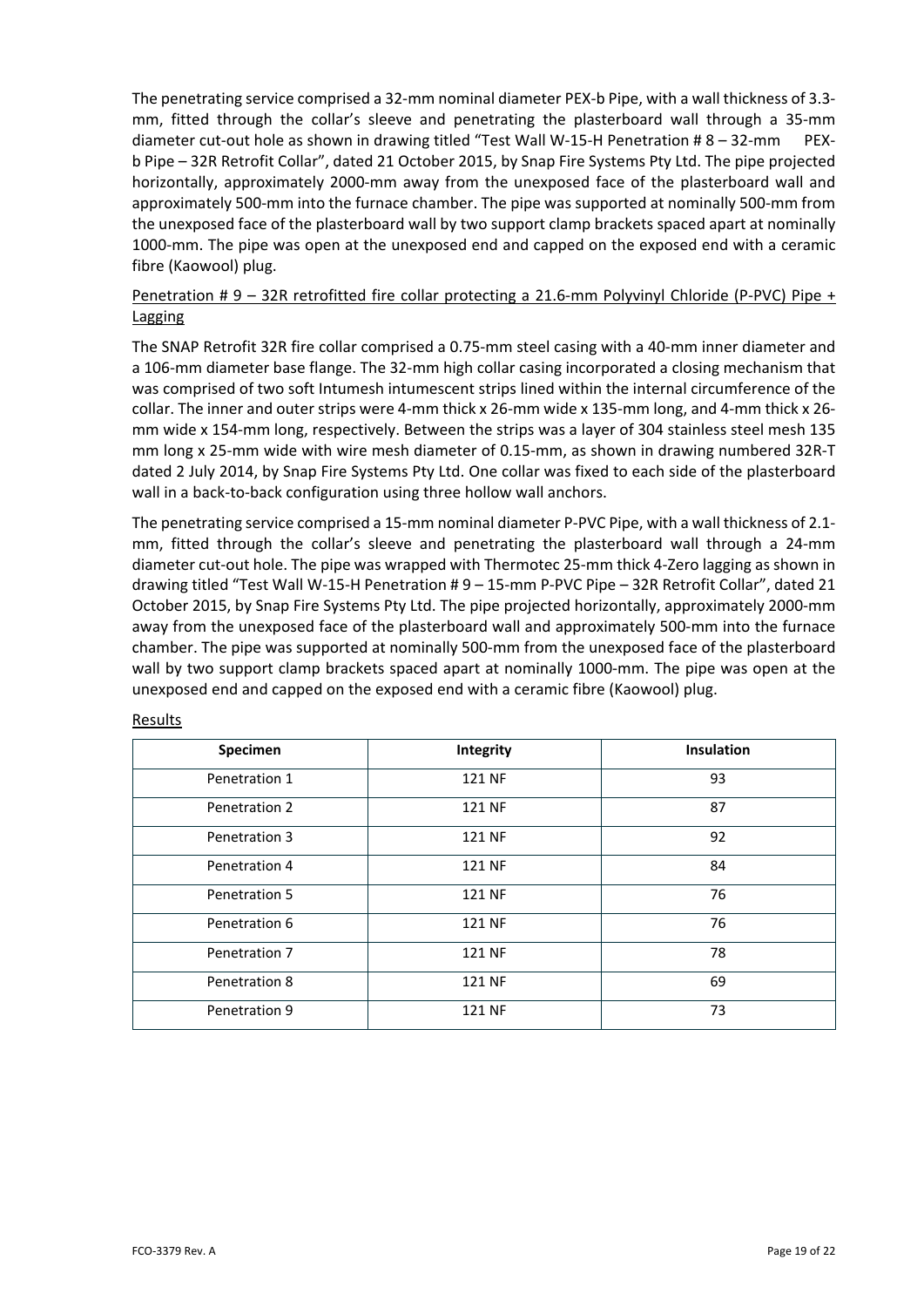The penetrating service comprised a 32-mm nominal diameter PEX-b Pipe, with a wall thickness of 3.3-mm, fitted through the collar's sleeve and penetrating the plasterboard wall through a 35-mm diameter cut-out hole as shown in drawing titled "Test Wall W-15-H Penetration # 8 – 32-mm PEX-b Pipe – 32R Retrofit Collar", dated 21 October 2015, by Snap Fire Systems Pty Ltd. The pipe projected horizontally, approximately 2000-mm away from the unexposed face of the plasterboard wall and approximately 500-mm into the furnace chamber. The pipe was supported at nominally 500-mm from the unexposed face of the plasterboard wall by two support clamp brackets spaced apart at nominally 1000-mm. The pipe was open at the unexposed end and capped on the exposed end with a ceramic fibre (Kaowool) plug.

<u>Penetration # 9 – 32R retrofitted fire collar protecting a 21.6-mm Polyvinyl Chloride (P-PVC) Pipe + Lagging</u>

The SNAP Retrofit 32R fire collar comprised a 0.75-mm steel casing with a 40-mm inner diameter and a 106-mm diameter base flange. The 32-mm high collar casing incorporated a closing mechanism that was comprised of two soft Intumesh intumescent strips lined within the internal circumference of the collar. The inner and outer strips were 4-mm thick x 26-mm wide x 135-mm long, and 4-mm thick x 26-mm wide x 154-mm long, respectively. Between the strips was a layer of 304 stainless steel mesh 135 mm long x 25-mm wide with wire mesh diameter of 0.15-mm, as shown in drawing numbered 32R-T dated 2 July 2014, by Snap Fire Systems Pty Ltd. One collar was fixed to each side of the plasterboard wall in a back-to-back configuration using three hollow wall anchors.

The penetrating service comprised a 15-mm nominal diameter P-PVC Pipe, with a wall thickness of 2.1-mm, fitted through the collar's sleeve and penetrating the plasterboard wall through a 24-mm diameter cut-out hole. The pipe was wrapped with Thermotec 25-mm thick 4-Zero lagging as shown in drawing titled "Test Wall W-15-H Penetration # 9 – 15-mm P-PVC Pipe – 32R Retrofit Collar", dated 21 October 2015, by Snap Fire Systems Pty Ltd. The pipe projected horizontally, approximately 2000-mm away from the unexposed face of the plasterboard wall and approximately 500-mm into the furnace chamber. The pipe was supported at nominally 500-mm from the unexposed face of the plasterboard wall by two support clamp brackets spaced apart at nominally 1000-mm. The pipe was open at the unexposed end and capped on the exposed end with a ceramic fibre (Kaowool) plug.

<u>Results</u>

| Specimen | Integrity | Insulation |
|---|---|---|
| Penetration 1 | 121 NF | 93 |
| Penetration 2 | 121 NF | 87 |
| Penetration 3 | 121 NF | 92 |
| Penetration 4 | 121 NF | 84 |
| Penetration 5 | 121 NF | 76 |
| Penetration 6 | 121 NF | 76 |
| Penetration 7 | 121 NF | 78 |
| Penetration 8 | 121 NF | 69 |
| Penetration 9 | 121 NF | 73 |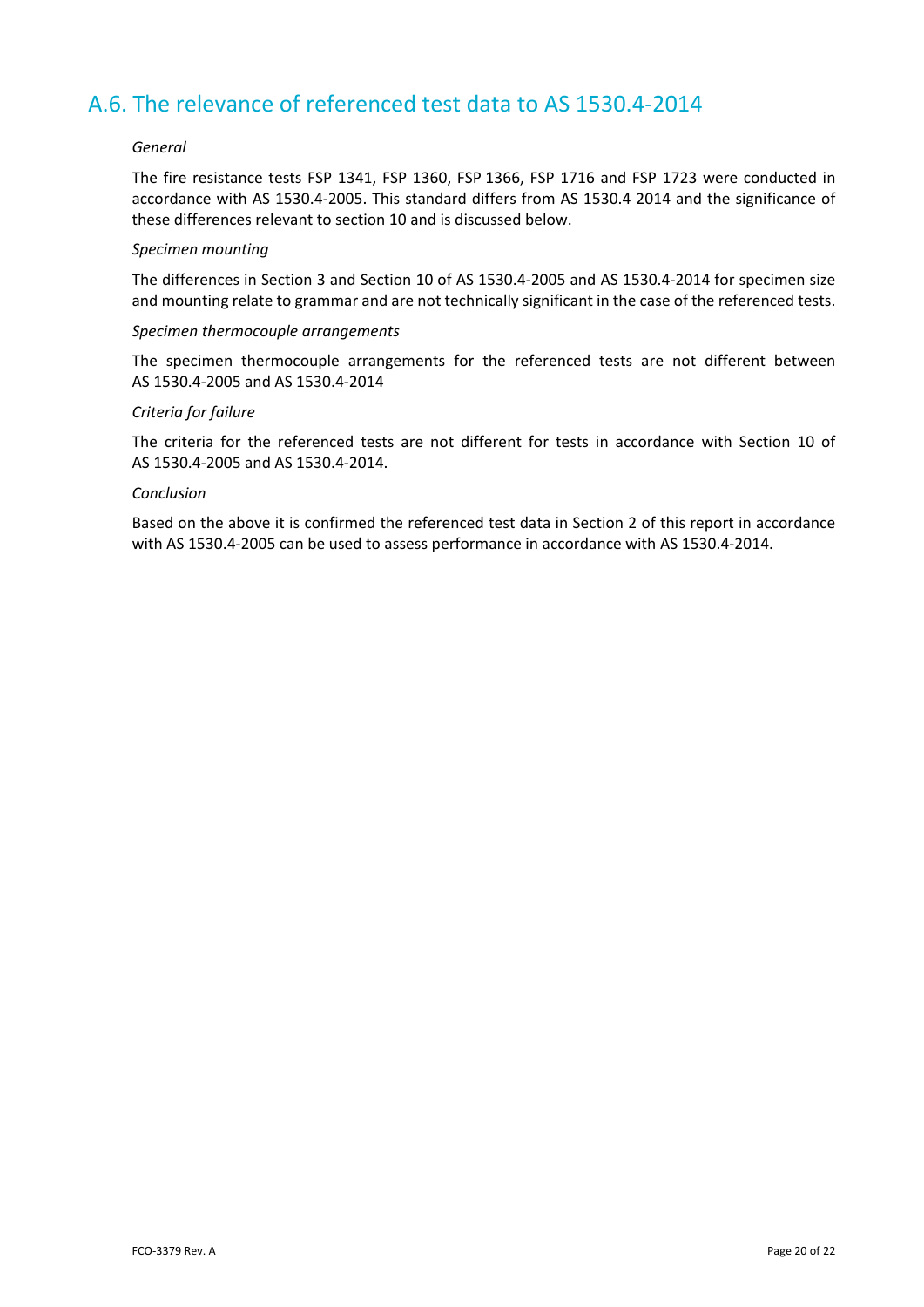## A.6. The relevance of referenced test data to AS 1530.4-2014

*General*

The fire resistance tests FSP 1341, FSP 1360, FSP 1366, FSP 1716 and FSP 1723 were conducted in accordance with AS 1530.4-2005. This standard differs from AS 1530.4 2014 and the significance of these differences relevant to section 10 and is discussed below.

*Specimen mounting*

The differences in Section 3 and Section 10 of AS 1530.4-2005 and AS 1530.4-2014 for specimen size and mounting relate to grammar and are not technically significant in the case of the referenced tests.

*Specimen thermocouple arrangements*

The specimen thermocouple arrangements for the referenced tests are not different between AS 1530.4-2005 and AS 1530.4-2014

*Criteria for failure*

The criteria for the referenced tests are not different for tests in accordance with Section 10 of AS 1530.4-2005 and AS 1530.4-2014.

*Conclusion*

Based on the above it is confirmed the referenced test data in Section 2 of this report in accordance with AS 1530.4-2005 can be used to assess performance in accordance with AS 1530.4-2014.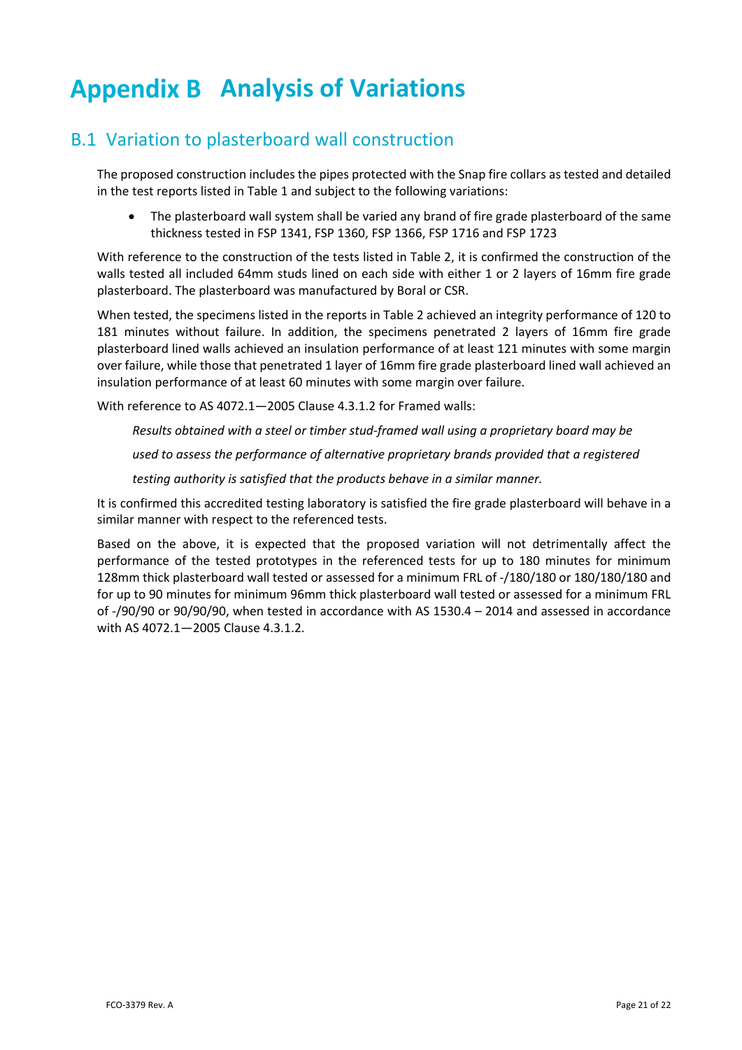# Appendix B Analysis of Variations

## B.1 Variation to plasterboard wall construction

The proposed construction includes the pipes protected with the Snap fire collars as tested and detailed in the test reports listed in Table 1 and subject to the following variations:

- The plasterboard wall system shall be varied any brand of fire grade plasterboard of the same thickness tested in FSP 1341, FSP 1360, FSP 1366, FSP 1716 and FSP 1723

With reference to the construction of the tests listed in Table 2, it is confirmed the construction of the walls tested all included 64mm studs lined on each side with either 1 or 2 layers of 16mm fire grade plasterboard. The plasterboard was manufactured by Boral or CSR.

When tested, the specimens listed in the reports in Table 2 achieved an integrity performance of 120 to 181 minutes without failure. In addition, the specimens penetrated 2 layers of 16mm fire grade plasterboard lined walls achieved an insulation performance of at least 121 minutes with some margin over failure, while those that penetrated 1 layer of 16mm fire grade plasterboard lined wall achieved an insulation performance of at least 60 minutes with some margin over failure.

With reference to AS 4072.1—2005 Clause 4.3.1.2 for Framed walls:

> *Results obtained with a steel or timber stud-framed wall using a proprietary board may be used to assess the performance of alternative proprietary brands provided that a registered testing authority is satisfied that the products behave in a similar manner.*

It is confirmed this accredited testing laboratory is satisfied the fire grade plasterboard will behave in a similar manner with respect to the referenced tests.

Based on the above, it is expected that the proposed variation will not detrimentally affect the performance of the tested prototypes in the referenced tests for up to 180 minutes for minimum 128mm thick plasterboard wall tested or assessed for a minimum FRL of -/180/180 or 180/180/180 and for up to 90 minutes for minimum 96mm thick plasterboard wall tested or assessed for a minimum FRL of -/90/90 or 90/90/90, when tested in accordance with AS 1530.4 – 2014 and assessed in accordance with AS 4072.1—2005 Clause 4.3.1.2.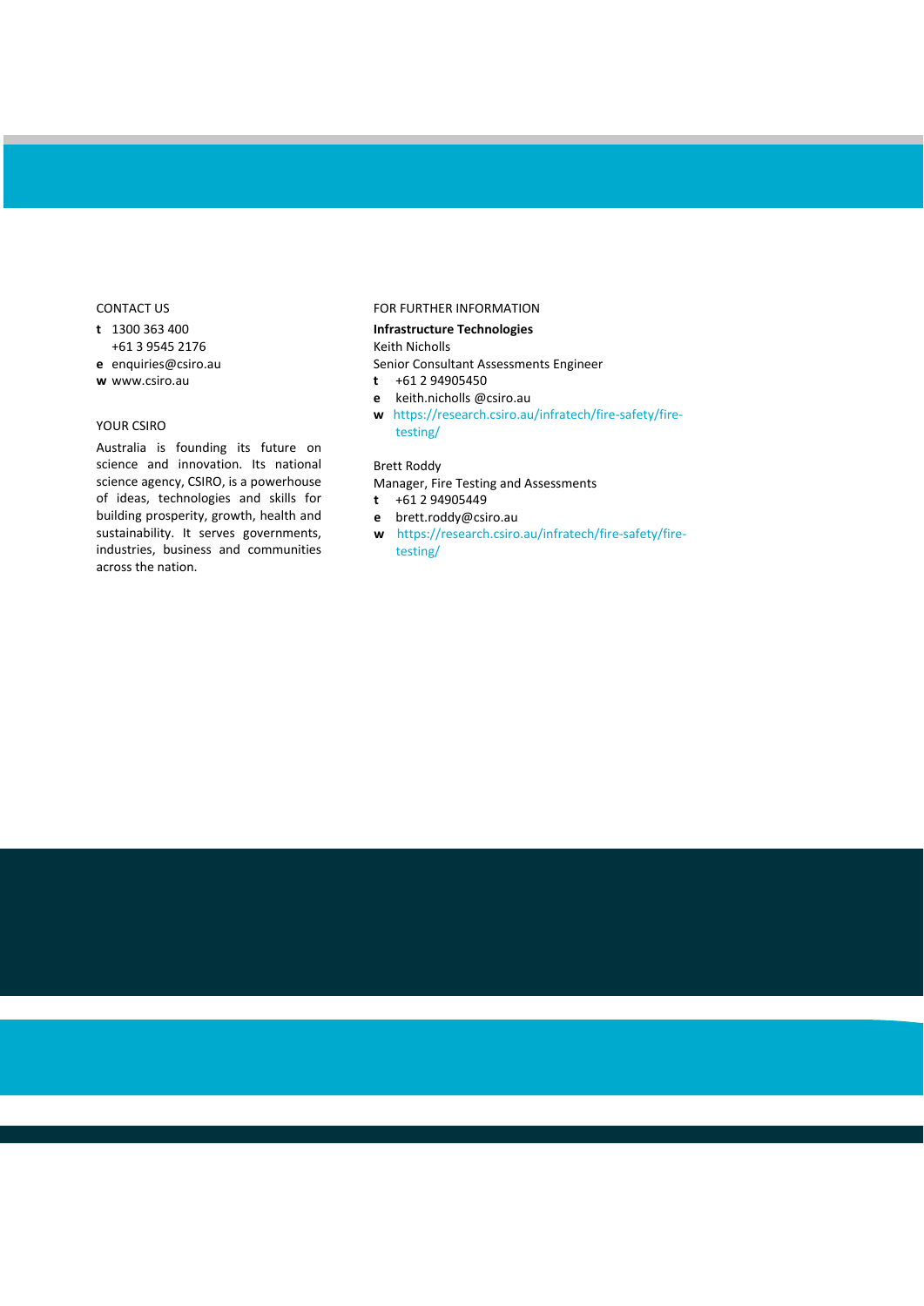CONTACT US

**t** 1300 363 400
+61 3 9545 2176
**e** enquiries@csiro.au
**w** www.csiro.au

YOUR CSIRO

Australia is founding its future on science and innovation. Its national science agency, CSIRO, is a powerhouse of ideas, technologies and skills for building prosperity, growth, health and sustainability. It serves governments, industries, business and communities across the nation.

FOR FURTHER INFORMATION

**Infrastructure Technologies**
Keith Nicholls
Senior Consultant Assessments Engineer
**t** +61 2 94905450
**e** keith.nicholls @csiro.au
**w** https://research.csiro.au/infratech/fire-safety/fire-testing/

Brett Roddy
Manager, Fire Testing and Assessments
**t** +61 2 94905449
**e** brett.roddy@csiro.au
**w** https://research.csiro.au/infratech/fire-safety/fire-testing/